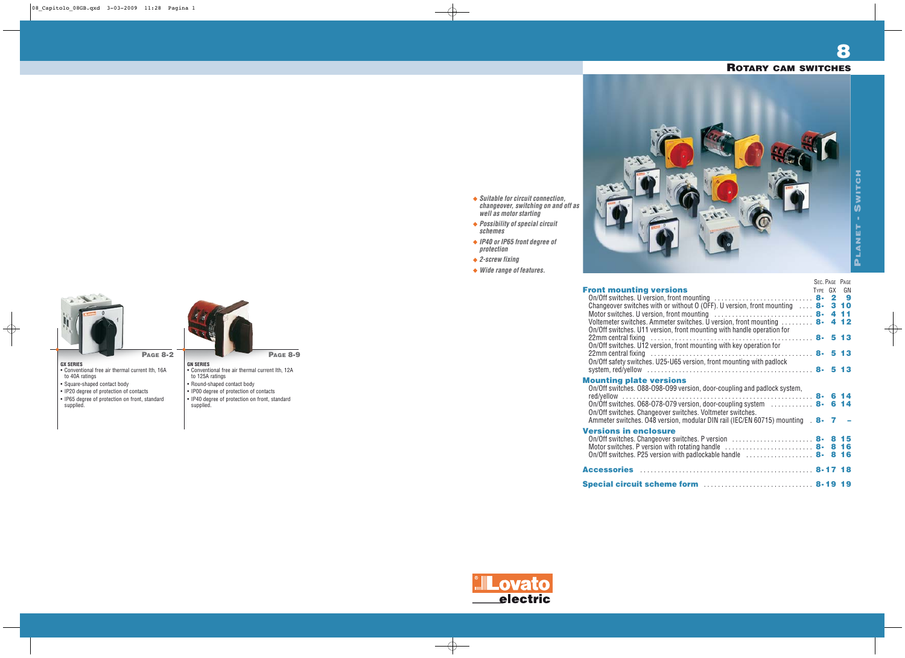# 8

## ROTARY CAM SWITCHES

PLANET - SWITCH

- *Suitable for circuit connection, changeover, switching on and off as well as motor starting*
- *Possibility of special circuit schemes*
- *IP40 or IP65 front degree of protection*
- *2-screw fixing*
- *Wide range of features.*

| | SEC. TYPE | PAGE GX | PAGE GN |
|---|---|---|---|
| **Front mounting versions** | | | |
| On/Off switches. U version, front mounting | 8- | 2 | 9 |
| Changeover switches with or without 0 (OFF). U version, front mounting | 8- | 3 | 10 |
| Motor switches. U version, front mounting | 8- | 4 | 11 |
| Voltemeter switches. Ammeter switches. U version, front mounting | 8- | 4 | 12 |
| On/Off switches. U11 version, front mounting with handle operation for 22mm central fixing | 8- | 5 | 13 |
| On/Off switches. U12 version, front mounting with key operation for 22mm central fixing | 8- | 5 | 13 |
| On/Off safety switches. U25-U65 version, front mounting with padlock system, red/yellow | 8- | 5 | 13 |
| **Mounting plate versions** | | | |
| On/Off switches. 088-098-099 version, door-coupling and padlock system, red/yellow | 8- | 6 | 14 |
| On/Off switches. 068-078-079 version, door-coupling system | 8- | 6 | 14 |
| On/Off switches. Changeover switches. Voltmeter switches. Ammeter switches. 048 version, modular DIN rail (IEC/EN 60715) mounting | 8- | 7 | – |
| **Versions in enclosure** | | | |
| On/Off switches. Changeover switches. P version | 8- | 8 | 15 |
| Motor switches. P version with rotating handle | 8- | 8 | 16 |
| On/Off switches. P25 version with padlockable handle | 8- | 8 | 16 |
| **Accessories** | 8- | 17 | 18 |
| **Special circuit scheme form** | 8- | 19 | 19 |

**PAGE 8-2**

**GX SERIES**
- Conventional free air thermal current Ith, 16A to 40A ratings
- Square-shaped contact body
- IP20 degree of protection of contacts
- IP65 degree of protection on front, standard supplied.

**PAGE 8-9**

**GN SERIES**
- Conventional free air thermal current Ith, 12A to 125A ratings
- Round-shaped contact body
- IP00 degree of protection of contacts
- IP40 degree of protection on front, standard supplied.

Lovato electric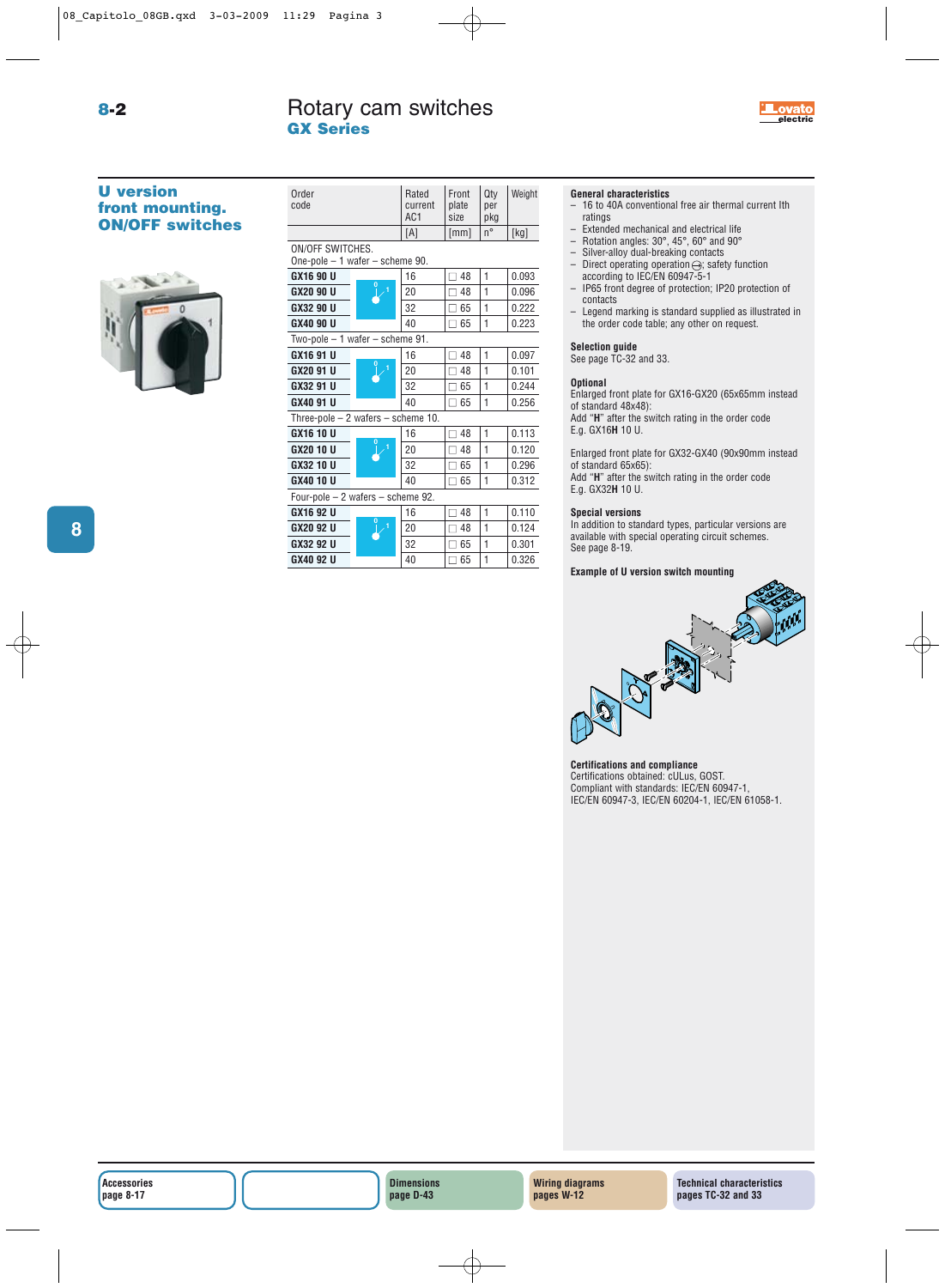# Rotary cam switches

## GX Series

## U version front mounting. ON/OFF switches

| Order code | | Rated current AC1 | Front plate size | Qty per pkg | Weight |
|---|---|---|---|---|---|
| | | [A] | [mm] | n° | [kg] |
| **ON/OFF SWITCHES.** | | | | | |
| One-pole – 1 wafer – scheme 90. | | | | | |
| **GX16 90 U** | | 16 | □ 48 | 1 | 0.093 |
| **GX20 90 U** | | 20 | □ 48 | 1 | 0.096 |
| **GX32 90 U** | | 32 | □ 65 | 1 | 0.222 |
| **GX40 90 U** | | 40 | □ 65 | 1 | 0.223 |
| Two-pole – 1 wafer – scheme 91. | | | | | |
| **GX16 91 U** | | 16 | □ 48 | 1 | 0.097 |
| **GX20 91 U** | | 20 | □ 48 | 1 | 0.101 |
| **GX32 91 U** | | 32 | □ 65 | 1 | 0.244 |
| **GX40 91 U** | | 40 | □ 65 | 1 | 0.256 |
| Three-pole – 2 wafers – scheme 10. | | | | | |
| **GX16 10 U** | | 16 | □ 48 | 1 | 0.113 |
| **GX20 10 U** | | 20 | □ 48 | 1 | 0.120 |
| **GX32 10 U** | | 32 | □ 65 | 1 | 0.296 |
| **GX40 10 U** | | 40 | □ 65 | 1 | 0.312 |
| Four-pole – 2 wafers – scheme 92. | | | | | |
| **GX16 92 U** | | 16 | □ 48 | 1 | 0.110 |
| **GX20 92 U** | | 20 | □ 48 | 1 | 0.124 |
| **GX32 92 U** | | 32 | □ 65 | 1 | 0.301 |
| **GX40 92 U** | | 40 | □ 65 | 1 | 0.326 |

### General characteristics

- 16 to 40A conventional free air thermal current Ith ratings
- Extended mechanical and electrical life
- Rotation angles: 30°, 45°, 60° and 90°
- Silver-alloy dual-breaking contacts
- Direct operating operation ⊖; safety function according to IEC/EN 60947-5-1
- IP65 front degree of protection; IP20 protection of contacts
- Legend marking is standard supplied as illustrated in the order code table; any other on request.

### Selection guide

See page TC-32 and 33.

### Optional

Enlarged front plate for GX16-GX20 (65x65mm instead of standard 48x48):
Add "**H**" after the switch rating in the order code
E.g. GX16**H** 10 U.

Enlarged front plate for GX32-GX40 (90x90mm instead of standard 65x65):
Add "**H**" after the switch rating in the order code
E.g. GX32**H** 10 U.

### Special versions

In addition to standard types, particular versions are available with special operating circuit schemes.
See page 8-19.

### Example of U version switch mounting

### Certifications and compliance

Certifications obtained: cULus, GOST.
Compliant with standards: IEC/EN 60947-1, IEC/EN 60947-3, IEC/EN 60204-1, IEC/EN 61058-1.

**Accessories** page 8-17 | **Dimensions** page D-43 | **Wiring diagrams** pages W-12 | **Technical characteristics** pages TC-32 and 33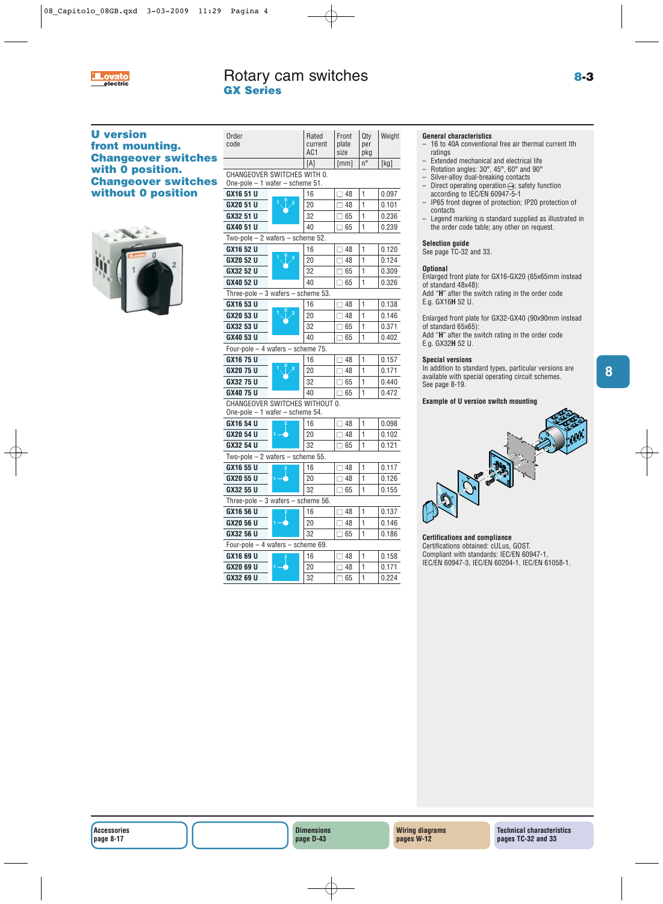# Rotary cam switches

## GX Series

### U version front mounting. Changeover switches with 0 position. Changeover switches without 0 position

| Order code | Rated current AC1 | Front plate size | Qty per pkg | Weight |
|---|---|---|---|---|
| | [A] | [mm] | n° | [kg] |
| **CHANGEOVER SWITCHES WITH 0.** | | | | |
| One-pole – 1 wafer – scheme 51. | | | | |
| **GX16 51 U** | 16 | ☐ 48 | 1 | 0.097 |
| **GX20 51 U** | 20 | ☐ 48 | 1 | 0.101 |
| **GX32 51 U** | 32 | ☐ 65 | 1 | 0.236 |
| **GX40 51 U** | 40 | ☐ 65 | 1 | 0.239 |
| Two-pole – 2 wafers – scheme 52. | | | | |
| **GX16 52 U** | 16 | ☐ 48 | 1 | 0.120 |
| **GX20 52 U** | 20 | ☐ 48 | 1 | 0.124 |
| **GX32 52 U** | 32 | ☐ 65 | 1 | 0.309 |
| **GX40 52 U** | 40 | ☐ 65 | 1 | 0.326 |
| Three-pole – 3 wafers – scheme 53. | | | | |
| **GX16 53 U** | 16 | ☐ 48 | 1 | 0.138 |
| **GX20 53 U** | 20 | ☐ 48 | 1 | 0.146 |
| **GX32 53 U** | 32 | ☐ 65 | 1 | 0.371 |
| **GX40 53 U** | 40 | ☐ 65 | 1 | 0.402 |
| Four-pole – 4 wafers – scheme 75. | | | | |
| **GX16 75 U** | 16 | ☐ 48 | 1 | 0.157 |
| **GX20 75 U** | 20 | ☐ 48 | 1 | 0.171 |
| **GX32 75 U** | 32 | ☐ 65 | 1 | 0.440 |
| **GX40 75 U** | 40 | ☐ 65 | 1 | 0.472 |
| **CHANGEOVER SWITCHES WITHOUT 0.** | | | | |
| One-pole – 1 wafer – scheme 54. | | | | |
| **GX16 54 U** | 16 | ☐ 48 | 1 | 0.098 |
| **GX20 54 U** | 20 | ☐ 48 | 1 | 0.102 |
| **GX32 54 U** | 32 | ☐ 65 | 1 | 0.121 |
| Two-pole – 2 wafers – scheme 55. | | | | |
| **GX16 55 U** | 16 | ☐ 48 | 1 | 0.117 |
| **GX20 55 U** | 20 | ☐ 48 | 1 | 0.126 |
| **GX32 55 U** | 32 | ☐ 65 | 1 | 0.155 |
| Three-pole – 3 wafers – scheme 56. | | | | |
| **GX16 56 U** | 16 | ☐ 48 | 1 | 0.137 |
| **GX20 56 U** | 20 | ☐ 48 | 1 | 0.146 |
| **GX32 56 U** | 32 | ☐ 65 | 1 | 0.186 |
| Four-pole – 4 wafers – scheme 69. | | | | |
| **GX16 69 U** | 16 | ☐ 48 | 1 | 0.158 |
| **GX20 69 U** | 20 | ☐ 48 | 1 | 0.171 |
| **GX32 69 U** | 32 | ☐ 65 | 1 | 0.224 |

#### General characteristics

- 16 to 40A conventional free air thermal current Ith ratings
- Extended mechanical and electrical life
- Rotation angles: 30°, 45°, 60° and 90°
- Silver-alloy dual-breaking contacts
- Direct operating operation; safety function according to IEC/EN 60947-5-1
- IP65 front degree of protection; IP20 protection of contacts
- Legend marking is standard supplied as illustrated in the order code table; any other on request.

#### Selection guide

See page TC-32 and 33.

#### Optional

Enlarged front plate for GX16-GX20 (65x65mm instead of standard 48x48):
Add "**H**" after the switch rating in the order code
E.g. GX16**H** 52 U.

Enlarged front plate for GX32-GX40 (90x90mm instead of standard 65x65):
Add "**H**" after the switch rating in the order code
E.g. GX32**H** 52 U.

#### Special versions

In addition to standard types, particular versions are available with special operating circuit schemes.
See page 8-19.

#### Example of U version switch mounting

#### Certifications and compliance

Certifications obtained: cULus, GOST.
Compliant with standards: IEC/EN 60947-1, IEC/EN 60947-3, IEC/EN 60204-1, IEC/EN 61058-1.

| Accessories page 8-17 | | Dimensions page D-43 | Wiring diagrams pages W-12 | Technical characteristics pages TC-32 and 33 |
|---|---|---|---|---|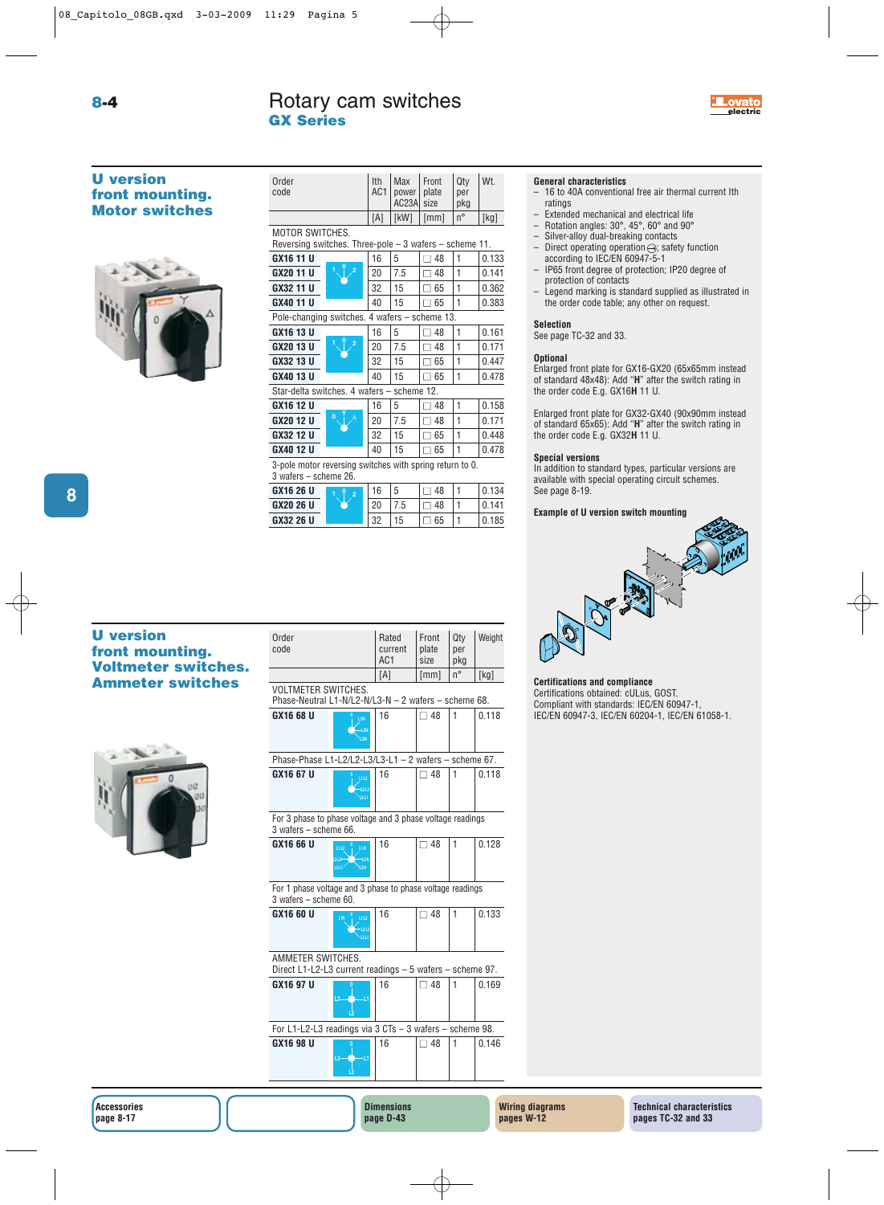# Rotary cam switches
## GX Series

### U version front mounting. Motor switches

| Order code | Ith AC1 | Max power AC23A | Front plate size | Qty per pkg | Wt. |
|---|---|---|---|---|---|
| | [A] | [kW] | [mm] | n° | [kg] |
| MOTOR SWITCHES. Reversing switches. Three-pole – 3 wafers – scheme 11. | | | | | |
| **GX16 11 U** | 16 | 5 | □ 48 | 1 | 0.133 |
| **GX20 11 U** | 20 | 7.5 | □ 48 | 1 | 0.141 |
| **GX32 11 U** | 32 | 15 | □ 65 | 1 | 0.362 |
| **GX40 11 U** | 40 | 15 | □ 65 | 1 | 0.383 |
| Pole-changing switches. 4 wafers – scheme 13. | | | | | |
| **GX16 13 U** | 16 | 5 | □ 48 | 1 | 0.161 |
| **GX20 13 U** | 20 | 7.5 | □ 48 | 1 | 0.171 |
| **GX32 13 U** | 32 | 15 | □ 65 | 1 | 0.447 |
| **GX40 13 U** | 40 | 15 | □ 65 | 1 | 0.478 |
| Star-delta switches. 4 wafers – scheme 12. | | | | | |
| **GX16 12 U** | 16 | 5 | □ 48 | 1 | 0.158 |
| **GX20 12 U** | 20 | 7.5 | □ 48 | 1 | 0.171 |
| **GX32 12 U** | 32 | 15 | □ 65 | 1 | 0.448 |
| **GX40 12 U** | 40 | 15 | □ 65 | 1 | 0.478 |
| 3-pole motor reversing switches with spring return to 0. 3 wafers – scheme 26. | | | | | |
| **GX16 26 U** | 16 | 5 | □ 48 | 1 | 0.134 |
| **GX20 26 U** | 20 | 7.5 | □ 48 | 1 | 0.141 |
| **GX32 26 U** | 32 | 15 | □ 65 | 1 | 0.185 |

### U version front mounting. Voltmeter switches. Ammeter switches

| Order code | Rated current AC1 | Front plate size | Qty per pkg | Weight |
|---|---|---|---|---|
| | [A] | [mm] | n° | [kg] |
| VOLTMETER SWITCHES. Phase-Neutral L1-N/L2-N/L3-N – 2 wafers – scheme 68. | | | | |
| **GX16 68 U** | 16 | □ 48 | 1 | 0.118 |
| Phase-Phase L1-L2/L2-L3/L3-L1 – 2 wafers – scheme 67. | | | | |
| **GX16 67 U** | 16 | □ 48 | 1 | 0.118 |
| For 3 phase to phase voltage and 3 phase voltage readings 3 wafers – scheme 66. | | | | |
| **GX16 66 U** | 16 | □ 48 | 1 | 0.128 |
| For 1 phase voltage and 3 phase to phase voltage readings 3 wafers – scheme 60. | | | | |
| **GX16 60 U** | 16 | □ 48 | 1 | 0.133 |
| AMMETER SWITCHES. Direct L1-L2-L3 current readings – 5 wafers – scheme 97. | | | | |
| **GX16 97 U** | 16 | □ 48 | 1 | 0.169 |
| For L1-L2-L3 readings via 3 CTs – 3 wafers – scheme 98. | | | | |
| **GX16 98 U** | 16 | □ 48 | 1 | 0.146 |

#### General characteristics
- 16 to 40A conventional free air thermal current Ith ratings
- Extended mechanical and electrical life
- Rotation angles: 30°, 45°, 60° and 90°
- Silver-alloy dual-breaking contacts
- Direct operating operation ⊖; safety function according to IEC/EN 60947-5-1
- IP65 front degree of protection; IP20 degree of protection of contacts
- Legend marking is standard supplied as illustrated in the order code table; any other on request.

#### Selection
See page TC-32 and 33.

#### Optional
Enlarged front plate for GX16-GX20 (65x65mm instead of standard 48x48): Add "**H**" after the switch rating in the order code E.g. GX16**H** 11 U.

Enlarged front plate for GX32-GX40 (90x90mm instead of standard 65x65): Add "**H**" after the switch rating in the order code E.g. GX32**H** 11 U.

#### Special versions
In addition to standard types, particular versions are available with special operating circuit schemes. See page 8-19.

#### Example of U version switch mounting

#### Certifications and compliance
Certifications obtained: cULus, GOST.
Compliant with standards: IEC/EN 60947-1, IEC/EN 60947-3, IEC/EN 60204-1, IEC/EN 61058-1.

**Accessories** page 8-17 | **Dimensions** page D-43 | **Wiring diagrams** pages W-12 | **Technical characteristics** pages TC-32 and 33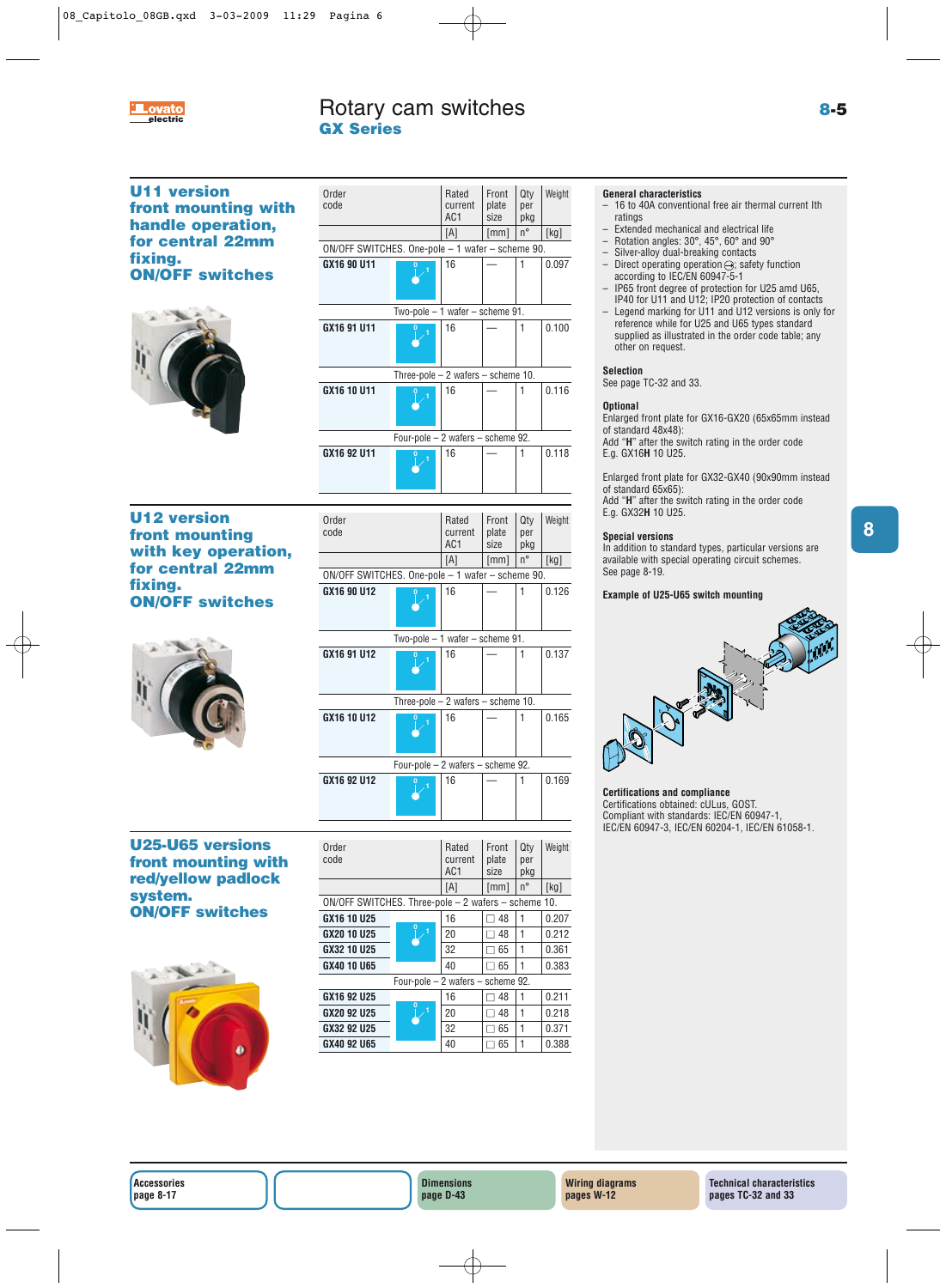# Rotary cam switches

## GX Series

### U11 version front mounting with handle operation, for central 22mm fixing. ON/OFF switches

| Order code | Rated current AC1 | Front plate size | Qty per pkg | Weight |
|---|---|---|---|---|
| | [A] | [mm] | n° | [kg] |
| ON/OFF SWITCHES. One-pole – 1 wafer – scheme 90. | | | | |
| GX16 90 U11 | 16 | — | 1 | 0.097 |
| Two-pole – 1 wafer – scheme 91. | | | | |
| GX16 91 U11 | 16 | — | 1 | 0.100 |
| Three-pole – 2 wafers – scheme 10. | | | | |
| GX16 10 U11 | 16 | — | 1 | 0.116 |
| Four-pole – 2 wafers – scheme 92. | | | | |
| GX16 92 U11 | 16 | — | 1 | 0.118 |

### U12 version front mounting with key operation, for central 22mm fixing. ON/OFF switches

| Order code | Rated current AC1 | Front plate size | Qty per pkg | Weight |
|---|---|---|---|---|
| | [A] | [mm] | n° | [kg] |
| ON/OFF SWITCHES. One-pole – 1 wafer – scheme 90. | | | | |
| GX16 90 U12 | 16 | — | 1 | 0.126 |
| Two-pole – 1 wafer – scheme 91. | | | | |
| GX16 91 U12 | 16 | — | 1 | 0.137 |
| Three-pole – 2 wafers – scheme 10. | | | | |
| GX16 10 U12 | 16 | — | 1 | 0.165 |
| Four-pole – 2 wafers – scheme 92. | | | | |
| GX16 92 U12 | 16 | — | 1 | 0.169 |

### U25-U65 versions front mounting with red/yellow padlock system. ON/OFF switches

| Order code | Rated current AC1 | Front plate size | Qty per pkg | Weight |
|---|---|---|---|---|
| | [A] | [mm] | n° | [kg] |
| ON/OFF SWITCHES. Three-pole – 2 wafers – scheme 10. | | | | |
| GX16 10 U25 | 16 | □ 48 | 1 | 0.207 |
| GX20 10 U25 | 20 | □ 48 | 1 | 0.212 |
| GX32 10 U25 | 32 | □ 65 | 1 | 0.361 |
| GX40 10 U65 | 40 | □ 65 | 1 | 0.383 |
| Four-pole – 2 wafers – scheme 92. | | | | |
| GX16 92 U25 | 16 | □ 48 | 1 | 0.211 |
| GX20 92 U25 | 20 | □ 48 | 1 | 0.218 |
| GX32 92 U25 | 32 | □ 65 | 1 | 0.371 |
| GX40 92 U65 | 40 | □ 65 | 1 | 0.388 |

#### General characteristics

- 16 to 40A conventional free air thermal current Ith ratings
- Extended mechanical and electrical life
- Rotation angles: 30°, 45°, 60° and 90°
- Silver-alloy dual-breaking contacts
- Direct operating operation ⊖; safety function according to IEC/EN 60947-5-1
- IP65 front degree of protection for U25 amd U65, IP40 for U11 and U12; IP20 protection of contacts
- Legend marking for U11 and U12 versions is only for reference while for U25 and U65 types standard supplied as illustrated in the order code table; any other on request.

#### Selection

See page TC-32 and 33.

#### Optional

Enlarged front plate for GX16-GX20 (65x65mm instead of standard 48x48):
Add "**H**" after the switch rating in the order code
E.g. GX16**H** 10 U25.

Enlarged front plate for GX32-GX40 (90x90mm instead of standard 65x65):
Add "**H**" after the switch rating in the order code
E.g. GX32**H** 10 U25.

#### Special versions

In addition to standard types, particular versions are available with special operating circuit schemes.
See page 8-19.

#### Example of U25-U65 switch mounting

#### Certifications and compliance

Certifications obtained: cULus, GOST.
Compliant with standards: IEC/EN 60947-1, IEC/EN 60947-3, IEC/EN 60204-1, IEC/EN 61058-1.

---

Accessories page 8-17 | Dimensions page D-43 | Wiring diagrams pages W-12 | Technical characteristics pages TC-32 and 33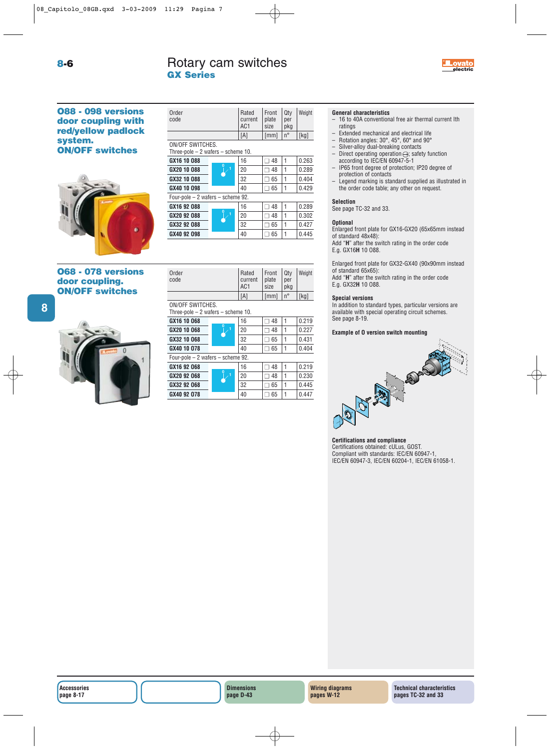# Rotary cam switches
## GX Series

### 088 - 098 versions door coupling with red/yellow padlock system. ON/OFF switches

| Order code | Rated current AC1 | Front plate size | Qty per pkg | Weight |
|---|---|---|---|---|
| | [A] | [mm] | n° | [kg] |
| ON/OFF SWITCHES. Three-pole – 2 wafers – scheme 10. | | | | |
| **GX16 10 088** | 16 | ☐ 48 | 1 | 0.263 |
| **GX20 10 088** | 20 | ☐ 48 | 1 | 0.289 |
| **GX32 10 088** | 32 | ☐ 65 | 1 | 0.404 |
| **GX40 10 098** | 40 | ☐ 65 | 1 | 0.429 |
| Four-pole – 2 wafers – scheme 92. | | | | |
| **GX16 92 088** | 16 | ☐ 48 | 1 | 0.289 |
| **GX20 92 088** | 20 | ☐ 48 | 1 | 0.302 |
| **GX32 92 088** | 32 | ☐ 65 | 1 | 0.427 |
| **GX40 92 098** | 40 | ☐ 65 | 1 | 0.445 |

### 068 - 078 versions door coupling. ON/OFF switches

| Order code | Rated current AC1 | Front plate size | Qty per pkg | Weight |
|---|---|---|---|---|
| | [A] | [mm] | n° | [kg] |
| ON/OFF SWITCHES. Three-pole – 2 wafers – scheme 10. | | | | |
| **GX16 10 068** | 16 | ☐ 48 | 1 | 0.219 |
| **GX20 10 068** | 20 | ☐ 48 | 1 | 0.227 |
| **GX32 10 068** | 32 | ☐ 65 | 1 | 0.431 |
| **GX40 10 078** | 40 | ☐ 65 | 1 | 0.404 |
| Four-pole – 2 wafers – scheme 92. | | | | |
| **GX16 92 068** | 16 | ☐ 48 | 1 | 0.219 |
| **GX20 92 068** | 20 | ☐ 48 | 1 | 0.230 |
| **GX32 92 068** | 32 | ☐ 65 | 1 | 0.445 |
| **GX40 92 078** | 40 | ☐ 65 | 1 | 0.447 |

**General characteristics**
- 16 to 40A conventional free air thermal current Ith ratings
- Extended mechanical and electrical life
- Rotation angles: 30°, 45°, 60° and 90°
- Silver-alloy dual-breaking contacts
- Direct operating operation ⊖; safety function according to IEC/EN 60947-5-1
- IP65 front degree of protection; IP20 degree of protection of contacts
- Legend marking is standard supplied as illustrated in the order code table; any other on request.

**Selection**
See page TC-32 and 33.

**Optional**
Enlarged front plate for GX16-GX20 (65x65mm instead of standard 48x48):
Add "**H**" after the switch rating in the order code
E.g. GX16**H** 10 088.

Enlarged front plate for GX32-GX40 (90x90mm instead of standard 65x65):
Add "**H**" after the switch rating in the order code
E.g. GX32**H** 10 088.

**Special versions**
In addition to standard types, particular versions are available with special operating circuit schemes.
See page 8-19.

**Example of 0 version switch mounting**

**Certifications and compliance**
Certifications obtained: cULus, GOST.
Compliant with standards: IEC/EN 60947-1, IEC/EN 60947-3, IEC/EN 60204-1, IEC/EN 61058-1.

| Accessories page 8-17 | | Dimensions page D-43 | Wiring diagrams pages W-12 | Technical characteristics pages TC-32 and 33 |
|---|---|---|---|---|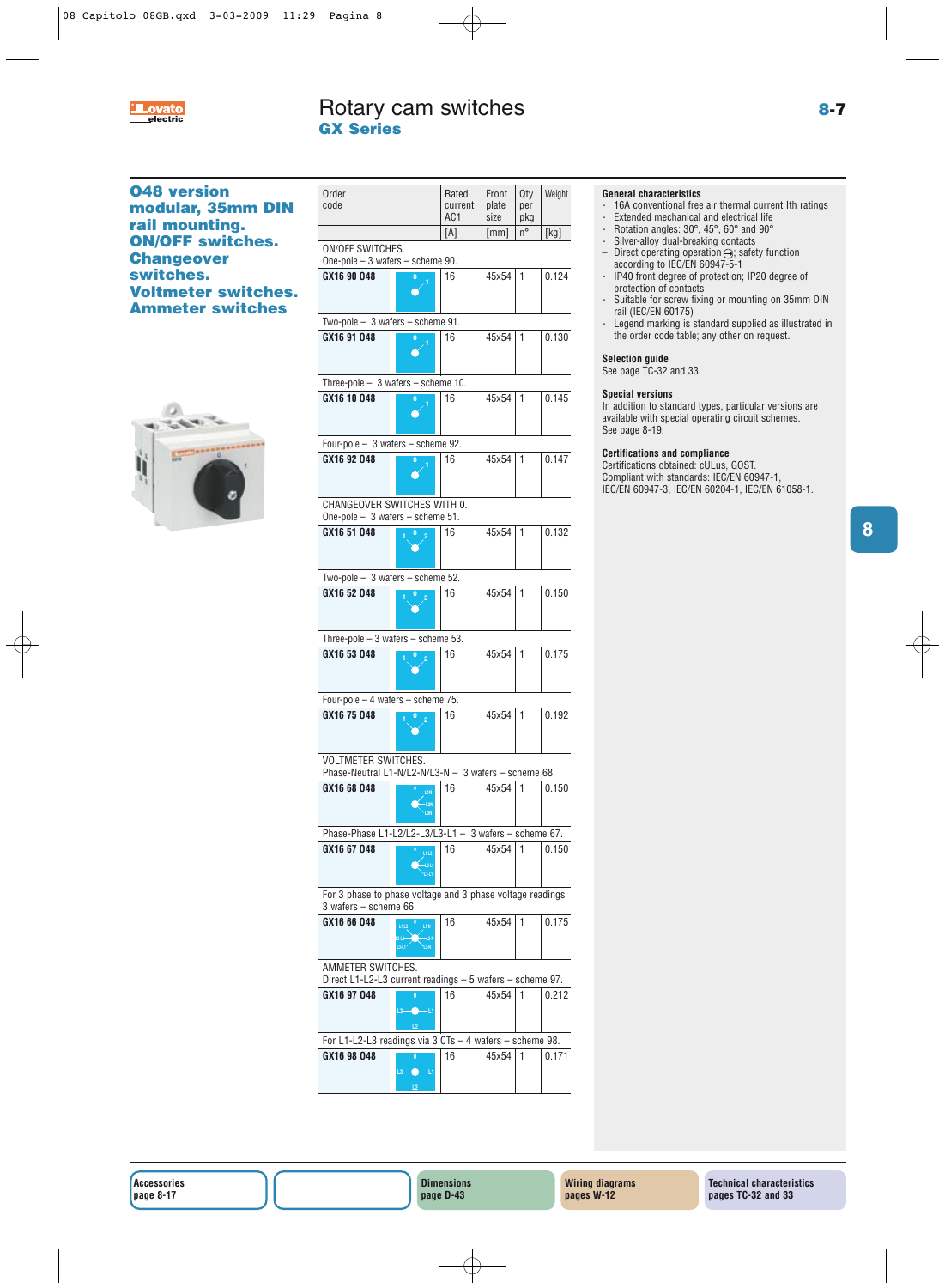# Rotary cam switches

## GX Series

### 048 version modular, 35mm DIN rail mounting. ON/OFF switches. Changeover switches. Voltmeter switches. Ammeter switches

| Order code | Rated current AC1 [A] | Front plate size [mm] | Qty per pkg n° | Weight [kg] |
|---|---|---|---|---|
| **ON/OFF SWITCHES.** | | | | |
| One-pole – 3 wafers – scheme 90. | | | | |
| **GX16 90 048** | 16 | 45x54 | 1 | 0.124 |
| Two-pole – 3 wafers – scheme 91. | | | | |
| **GX16 91 048** | 16 | 45x54 | 1 | 0.130 |
| Three-pole – 3 wafers – scheme 10. | | | | |
| **GX16 10 048** | 16 | 45x54 | 1 | 0.145 |
| Four-pole – 3 wafers – scheme 92. | | | | |
| **GX16 92 048** | 16 | 45x54 | 1 | 0.147 |
| **CHANGEOVER SWITCHES WITH 0.** | | | | |
| One-pole – 3 wafers – scheme 51. | | | | |
| **GX16 51 048** | 16 | 45x54 | 1 | 0.132 |
| Two-pole – 3 wafers – scheme 52. | | | | |
| **GX16 52 048** | 16 | 45x54 | 1 | 0.150 |
| Three-pole – 3 wafers – scheme 53. | | | | |
| **GX16 53 048** | 16 | 45x54 | 1 | 0.175 |
| Four-pole – 4 wafers – scheme 75. | | | | |
| **GX16 75 048** | 16 | 45x54 | 1 | 0.192 |
| **VOLTMETER SWITCHES.** | | | | |
| Phase-Neutral L1-N/L2-N/L3-N – 3 wafers – scheme 68. | | | | |
| **GX16 68 048** | 16 | 45x54 | 1 | 0.150 |
| Phase-Phase L1-L2/L2-L3/L3-L1 – 3 wafers – scheme 67. | | | | |
| **GX16 67 048** | 16 | 45x54 | 1 | 0.150 |
| For 3 phase to phase voltage and 3 phase voltage readings 3 wafers – scheme 66 | | | | |
| **GX16 66 048** | 16 | 45x54 | 1 | 0.175 |
| **AMMETER SWITCHES.** | | | | |
| Direct L1-L2-L3 current readings – 5 wafers – scheme 97. | | | | |
| **GX16 97 048** | 16 | 45x54 | 1 | 0.212 |
| For L1-L2-L3 readings via 3 CTs – 4 wafers – scheme 98. | | | | |
| **GX16 98 048** | 16 | 45x54 | 1 | 0.171 |

#### General characteristics
- 16A conventional free air thermal current Ith ratings
- Extended mechanical and electrical life
- Rotation angles: 30°, 45°, 60° and 90°
- Silver-alloy dual-breaking contacts
- Direct operating operation ⊖; safety function according to IEC/EN 60947-5-1
- IP40 front degree of protection; IP20 degree of protection of contacts
- Suitable for screw fixing or mounting on 35mm DIN rail (IEC/EN 60175)
- Legend marking is standard supplied as illustrated in the order code table; any other on request.

#### Selection guide
See page TC-32 and 33.

#### Special versions
In addition to standard types, particular versions are available with special operating circuit schemes.
See page 8-19.

#### Certifications and compliance
Certifications obtained: cULus, GOST.
Compliant with standards: IEC/EN 60947-1, IEC/EN 60947-3, IEC/EN 60204-1, IEC/EN 61058-1.

Accessories page 8-17 | Dimensions page D-43 | Wiring diagrams pages W-12 | Technical characteristics pages TC-32 and 33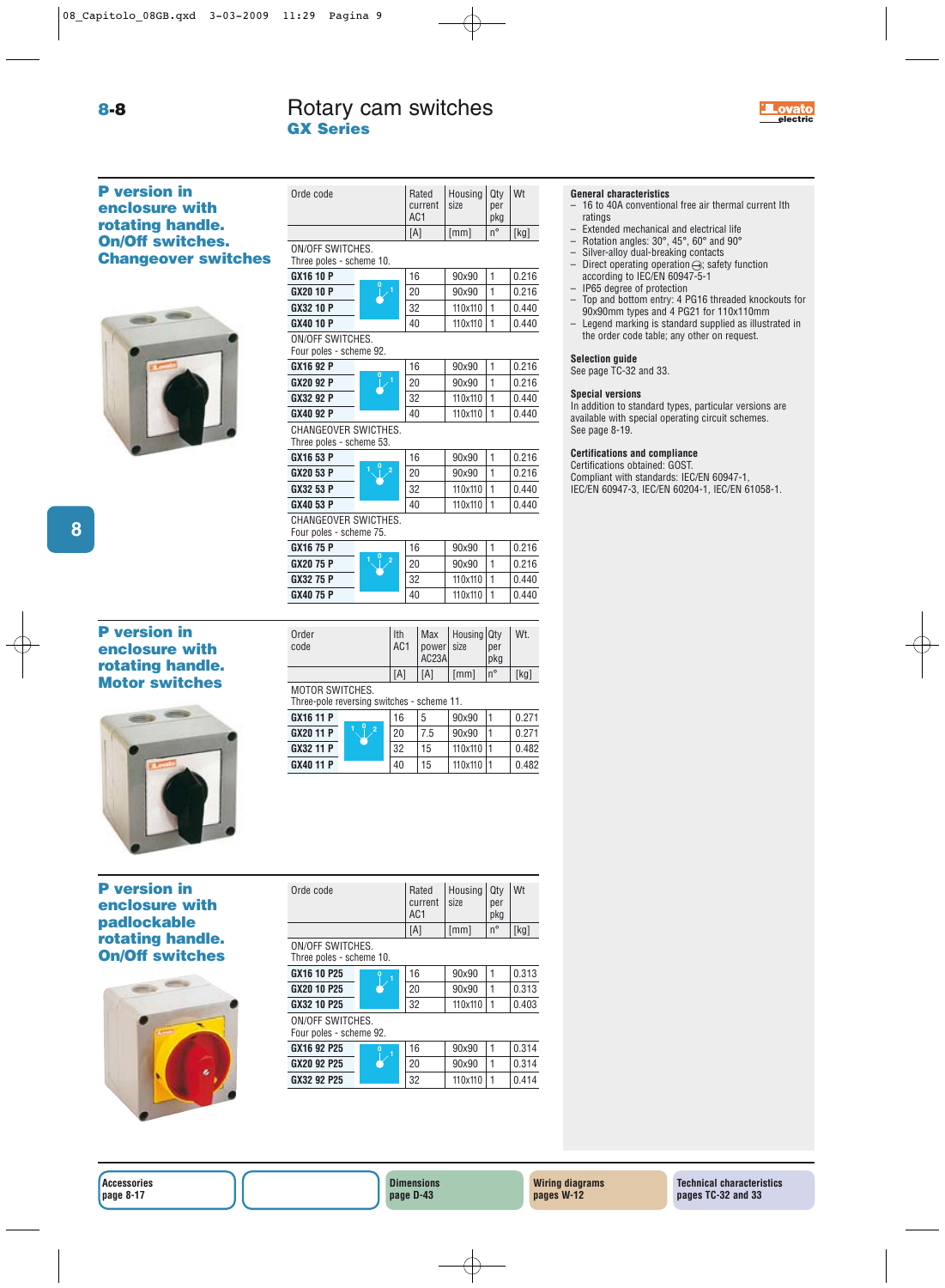# Rotary cam switches

## GX Series

### P version in enclosure with rotating handle. On/Off switches. Changeover switches

| Orde code | | Rated current AC1 | Housing size | Qty per pkg | Wt |
|---|---|---|---|---|---|
| | | [A] | [mm] | n° | [kg] |
| ON/OFF SWITCHES. Three poles - scheme 10. | | | | | |
| **GX16 10 P** | | 16 | 90x90 | 1 | 0.216 |
| **GX20 10 P** | | 20 | 90x90 | 1 | 0.216 |
| **GX32 10 P** | | 32 | 110x110 | 1 | 0.440 |
| **GX40 10 P** | | 40 | 110x110 | 1 | 0.440 |
| ON/OFF SWITCHES. Four poles - scheme 92. | | | | | |
| **GX16 92 P** | | 16 | 90x90 | 1 | 0.216 |
| **GX20 92 P** | | 20 | 90x90 | 1 | 0.216 |
| **GX32 92 P** | | 32 | 110x110 | 1 | 0.440 |
| **GX40 92 P** | | 40 | 110x110 | 1 | 0.440 |
| CHANGEOVER SWITCHES. Three poles - scheme 53. | | | | | |
| **GX16 53 P** | | 16 | 90x90 | 1 | 0.216 |
| **GX20 53 P** | | 20 | 90x90 | 1 | 0.216 |
| **GX32 53 P** | | 32 | 110x110 | 1 | 0.440 |
| **GX40 53 P** | | 40 | 110x110 | 1 | 0.440 |
| CHANGEOVER SWITCHES. Four poles - scheme 75. | | | | | |
| **GX16 75 P** | | 16 | 90x90 | 1 | 0.216 |
| **GX20 75 P** | | 20 | 90x90 | 1 | 0.216 |
| **GX32 75 P** | | 32 | 110x110 | 1 | 0.440 |
| **GX40 75 P** | | 40 | 110x110 | 1 | 0.440 |

### P version in enclosure with rotating handle. Motor switches

| Order code | | Ith AC1 | Max power AC23A | Housing size | Qty per pkg | Wt. |
|---|---|---|---|---|---|---|
| | | [A] | [A] | [mm] | n° | [kg] |
| MOTOR SWITCHES. Three-pole reversing switches - scheme 11. | | | | | | |
| **GX16 11 P** | | 16 | 5 | 90x90 | 1 | 0.271 |
| **GX20 11 P** | | 20 | 7.5 | 90x90 | 1 | 0.271 |
| **GX32 11 P** | | 32 | 15 | 110x110 | 1 | 0.482 |
| **GX40 11 P** | | 40 | 15 | 110x110 | 1 | 0.482 |

### P version in enclosure with padlockable rotating handle. On/Off switches

| Orde code | | Rated current AC1 | Housing size | Qty per pkg | Wt |
|---|---|---|---|---|---|
| | | [A] | [mm] | n° | [kg] |
| ON/OFF SWITCHES. Three poles - scheme 10. | | | | | |
| **GX16 10 P25** | | 16 | 90x90 | 1 | 0.313 |
| **GX20 10 P25** | | 20 | 90x90 | 1 | 0.313 |
| **GX32 10 P25** | | 32 | 110x110 | 1 | 0.403 |
| ON/OFF SWITCHES. Four poles - scheme 92. | | | | | |
| **GX16 92 P25** | | 16 | 90x90 | 1 | 0.314 |
| **GX20 92 P25** | | 20 | 90x90 | 1 | 0.314 |
| **GX32 92 P25** | | 32 | 110x110 | 1 | 0.414 |

**General characteristics**
- 16 to 40A conventional free air thermal current Ith ratings
- Extended mechanical and electrical life
- Rotation angles: 30°, 45°, 60° and 90°
- Silver-alloy dual-breaking contacts
- Direct operating operation ⊖; safety function according to IEC/EN 60947-5-1
- IP65 degree of protection
- Top and bottom entry: 4 PG16 threaded knockouts for 90x90mm types and 4 PG21 for 110x110mm
- Legend marking is standard supplied as illustrated in the order code table; any other on request.

**Selection guide**
See page TC-32 and 33.

**Special versions**
In addition to standard types, particular versions are available with special operating circuit schemes.
See page 8-19.

**Certifications and compliance**
Certifications obtained: GOST.
Compliant with standards: IEC/EN 60947-1, IEC/EN 60947-3, IEC/EN 60204-1, IEC/EN 61058-1.

**Accessories** page 8-17 | **Dimensions** page D-43 | **Wiring diagrams** pages W-12 | **Technical characteristics** pages TC-32 and 33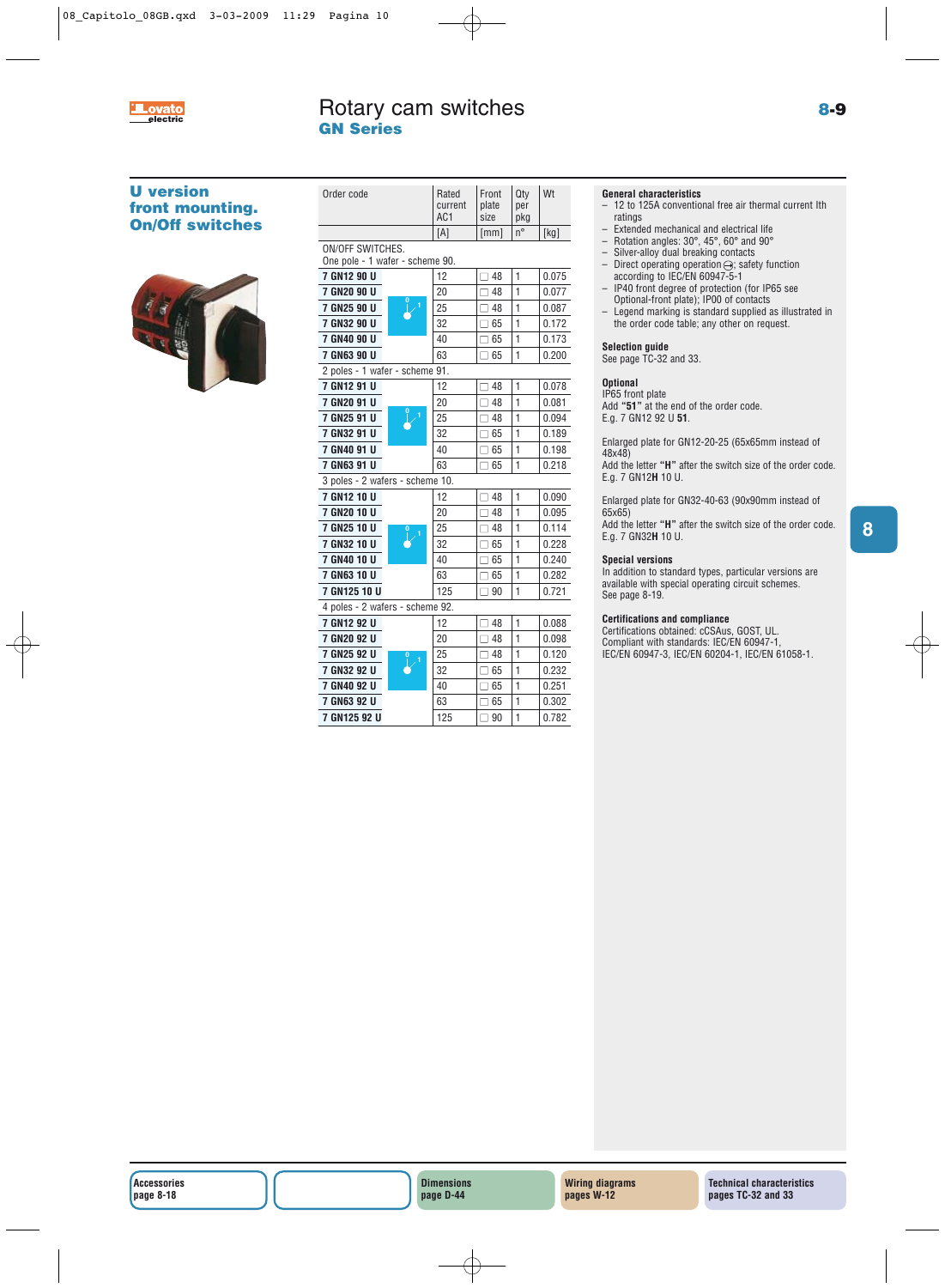# Rotary cam switches

## GN Series

### U version front mounting. On/Off switches

| Order code | | Rated current AC1 | Front plate size | Qty per pkg | Wt |
|---|---|---|---|---|---|
| | | [A] | [mm] | n° | [kg] |
| ON/OFF SWITCHES. One pole - 1 wafer - scheme 90. | | | | | |
| 7 GN12 90 U | | 12 | □ 48 | 1 | 0.075 |
| 7 GN20 90 U | | 20 | □ 48 | 1 | 0.077 |
| 7 GN25 90 U | | 25 | □ 48 | 1 | 0.087 |
| 7 GN32 90 U | | 32 | □ 65 | 1 | 0.172 |
| 7 GN40 90 U | | 40 | □ 65 | 1 | 0.173 |
| 7 GN63 90 U | | 63 | □ 65 | 1 | 0.200 |
| 2 poles - 1 wafer - scheme 91. | | | | | |
| 7 GN12 91 U | | 12 | □ 48 | 1 | 0.078 |
| 7 GN20 91 U | | 20 | □ 48 | 1 | 0.081 |
| 7 GN25 91 U | | 25 | □ 48 | 1 | 0.094 |
| 7 GN32 91 U | | 32 | □ 65 | 1 | 0.189 |
| 7 GN40 91 U | | 40 | □ 65 | 1 | 0.198 |
| 7 GN63 91 U | | 63 | □ 65 | 1 | 0.218 |
| 3 poles - 2 wafers - scheme 10. | | | | | |
| 7 GN12 10 U | | 12 | □ 48 | 1 | 0.090 |
| 7 GN20 10 U | | 20 | □ 48 | 1 | 0.095 |
| 7 GN25 10 U | | 25 | □ 48 | 1 | 0.114 |
| 7 GN32 10 U | | 32 | □ 65 | 1 | 0.228 |
| 7 GN40 10 U | | 40 | □ 65 | 1 | 0.240 |
| 7 GN63 10 U | | 63 | □ 65 | 1 | 0.282 |
| 7 GN125 10 U | | 125 | □ 90 | 1 | 0.721 |
| 4 poles - 2 wafers - scheme 92. | | | | | |
| 7 GN12 92 U | | 12 | □ 48 | 1 | 0.088 |
| 7 GN20 92 U | | 20 | □ 48 | 1 | 0.098 |
| 7 GN25 92 U | | 25 | □ 48 | 1 | 0.120 |
| 7 GN32 92 U | | 32 | □ 65 | 1 | 0.232 |
| 7 GN40 92 U | | 40 | □ 65 | 1 | 0.251 |
| 7 GN63 92 U | | 63 | □ 65 | 1 | 0.302 |
| 7 GN125 92 U | | 125 | □ 90 | 1 | 0.782 |

**General characteristics**
- 12 to 125A conventional free air thermal current Ith ratings
- Extended mechanical and electrical life
- Rotation angles: 30°, 45°, 60° and 90°
- Silver-alloy dual breaking contacts
- Direct operating operation ⊖; safety function according to IEC/EN 60947-5-1
- IP40 front degree of protection (for IP65 see Optional-front plate); IP00 of contacts
- Legend marking is standard supplied as illustrated in the order code table; any other on request.

**Selection guide**
See page TC-32 and 33.

**Optional**
IP65 front plate
Add **"51"** at the end of the order code.
E.g. 7 GN12 92 U **51**.

Enlarged plate for GN12-20-25 (65x65mm instead of 48x48)
Add the letter **"H"** after the switch size of the order code.
E.g. 7 GN12**H** 10 U.

Enlarged plate for GN32-40-63 (90x90mm instead of 65x65)
Add the letter **"H"** after the switch size of the order code.
E.g. 7 GN32**H** 10 U.

**Special versions**
In addition to standard types, particular versions are available with special operating circuit schemes.
See page 8-19.

**Certifications and compliance**
Certifications obtained: cCSAus, GOST, UL.
Compliant with standards: IEC/EN 60947-1, IEC/EN 60947-3, IEC/EN 60204-1, IEC/EN 61058-1.

**Accessories** page 8-18 | **Dimensions** page D-44 | **Wiring diagrams** pages W-12 | **Technical characteristics** pages TC-32 and 33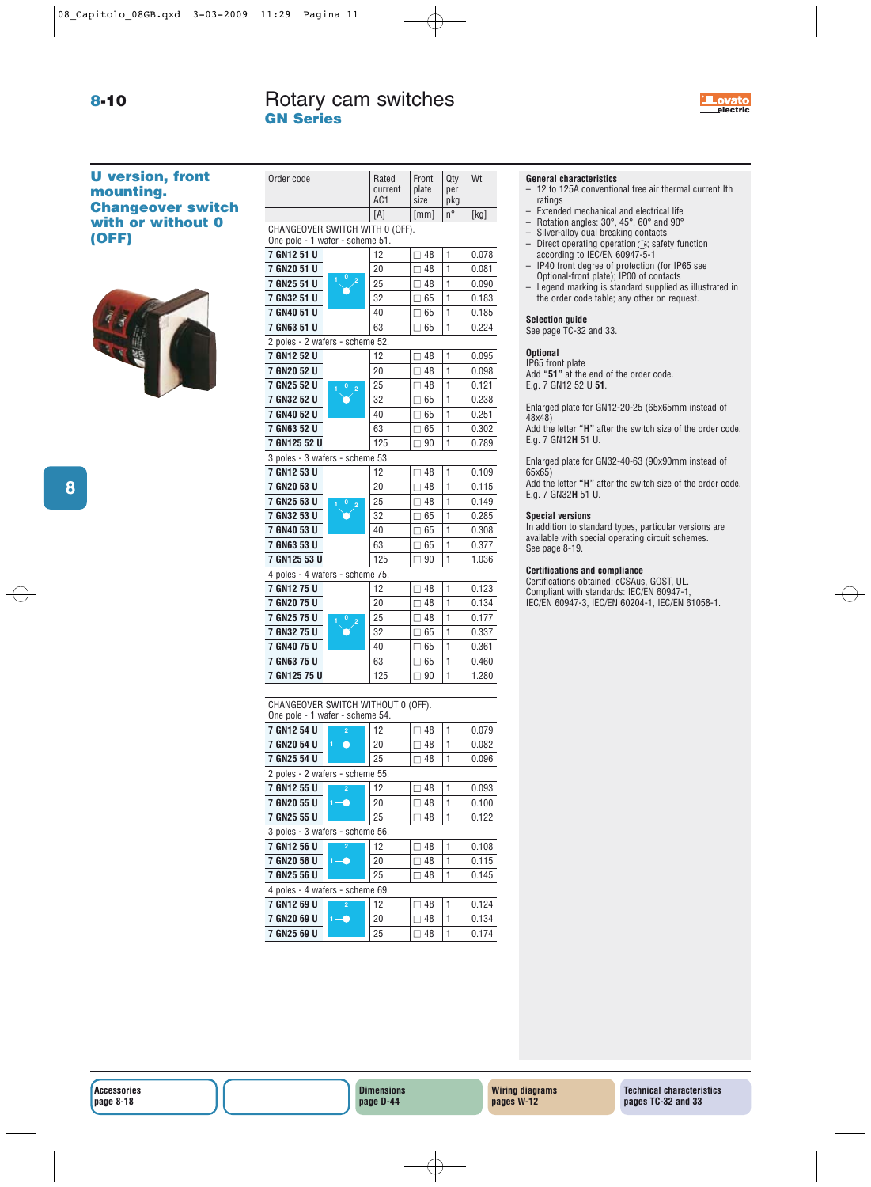# Rotary cam switches
## GN Series

### U version, front mounting. Changeover switch with or without 0 (OFF)

| Order code | Rated current AC1 | Front plate size | Qty per pkg | Wt |
|---|---|---|---|---|
| | [A] | [mm] | n° | [kg] |
| **CHANGEOVER SWITCH WITH 0 (OFF).** | | | | |
| One pole - 1 wafer - scheme 51. | | | | |
| **7 GN12 51 U** | 12 | □ 48 | 1 | 0.078 |
| **7 GN20 51 U** | 20 | □ 48 | 1 | 0.081 |
| **7 GN25 51 U** | 25 | □ 48 | 1 | 0.090 |
| **7 GN32 51 U** | 32 | □ 65 | 1 | 0.183 |
| **7 GN40 51 U** | 40 | □ 65 | 1 | 0.185 |
| **7 GN63 51 U** | 63 | □ 65 | 1 | 0.224 |
| 2 poles - 2 wafers - scheme 52. | | | | |
| **7 GN12 52 U** | 12 | □ 48 | 1 | 0.095 |
| **7 GN20 52 U** | 20 | □ 48 | 1 | 0.098 |
| **7 GN25 52 U** | 25 | □ 48 | 1 | 0.121 |
| **7 GN32 52 U** | 32 | □ 65 | 1 | 0.238 |
| **7 GN40 52 U** | 40 | □ 65 | 1 | 0.251 |
| **7 GN63 52 U** | 63 | □ 65 | 1 | 0.302 |
| **7 GN125 52 U** | 125 | □ 90 | 1 | 0.789 |
| 3 poles - 3 wafers - scheme 53. | | | | |
| **7 GN12 53 U** | 12 | □ 48 | 1 | 0.109 |
| **7 GN20 53 U** | 20 | □ 48 | 1 | 0.115 |
| **7 GN25 53 U** | 25 | □ 48 | 1 | 0.149 |
| **7 GN32 53 U** | 32 | □ 65 | 1 | 0.285 |
| **7 GN40 53 U** | 40 | □ 65 | 1 | 0.308 |
| **7 GN63 53 U** | 63 | □ 65 | 1 | 0.377 |
| **7 GN125 53 U** | 125 | □ 90 | 1 | 1.036 |
| 4 poles - 4 wafers - scheme 75. | | | | |
| **7 GN12 75 U** | 12 | □ 48 | 1 | 0.123 |
| **7 GN20 75 U** | 20 | □ 48 | 1 | 0.134 |
| **7 GN25 75 U** | 25 | □ 48 | 1 | 0.177 |
| **7 GN32 75 U** | 32 | □ 65 | 1 | 0.337 |
| **7 GN40 75 U** | 40 | □ 65 | 1 | 0.361 |
| **7 GN63 75 U** | 63 | □ 65 | 1 | 0.460 |
| **7 GN125 75 U** | 125 | □ 90 | 1 | 1.280 |
| **CHANGEOVER SWITCH WITHOUT 0 (OFF).** | | | | |
| One pole - 1 wafer - scheme 54. | | | | |
| **7 GN12 54 U** | 12 | □ 48 | 1 | 0.079 |
| **7 GN20 54 U** | 20 | □ 48 | 1 | 0.082 |
| **7 GN25 54 U** | 25 | □ 48 | 1 | 0.096 |
| 2 poles - 2 wafers - scheme 55. | | | | |
| **7 GN12 55 U** | 12 | □ 48 | 1 | 0.093 |
| **7 GN20 55 U** | 20 | □ 48 | 1 | 0.100 |
| **7 GN25 55 U** | 25 | □ 48 | 1 | 0.122 |
| 3 poles - 3 wafers - scheme 56. | | | | |
| **7 GN12 56 U** | 12 | □ 48 | 1 | 0.108 |
| **7 GN20 56 U** | 20 | □ 48 | 1 | 0.115 |
| **7 GN25 56 U** | 25 | □ 48 | 1 | 0.145 |
| 4 poles - 4 wafers - scheme 69. | | | | |
| **7 GN12 69 U** | 12 | □ 48 | 1 | 0.124 |
| **7 GN20 69 U** | 20 | □ 48 | 1 | 0.134 |
| **7 GN25 69 U** | 25 | □ 48 | 1 | 0.174 |

#### General characteristics
- 12 to 125A conventional free air thermal current Ith ratings
- Extended mechanical and electrical life
- Rotation angles: 30°, 45°, 60° and 90°
- Silver-alloy dual breaking contacts
- Direct operating operation; safety function according to IEC/EN 60947-5-1
- IP40 front degree of protection (for IP65 see Optional-front plate); IP00 of contacts
- Legend marking is standard supplied as illustrated in the order code table; any other on request.

#### Selection guide
See page TC-32 and 33.

#### Optional
IP65 front plate
Add **"51"** at the end of the order code.
E.g. 7 GN12 52 U **51**.

Enlarged plate for GN12-20-25 (65x65mm instead of 48x48)
Add the letter **"H"** after the switch size of the order code.
E.g. 7 GN12**H** 51 U.

Enlarged plate for GN32-40-63 (90x90mm instead of 65x65)
Add the letter **"H"** after the switch size of the order code.
E.g. 7 GN32**H** 51 U.

#### Special versions
In addition to standard types, particular versions are available with special operating circuit schemes.
See page 8-19.

#### Certifications and compliance
Certifications obtained: cCSAus, GOST, UL.
Compliant with standards: IEC/EN 60947-1, IEC/EN 60947-3, IEC/EN 60204-1, IEC/EN 61058-1.

**Accessories** page 8-18 | **Dimensions** page D-44 | **Wiring diagrams** pages W-12 | **Technical characteristics** pages TC-32 and 33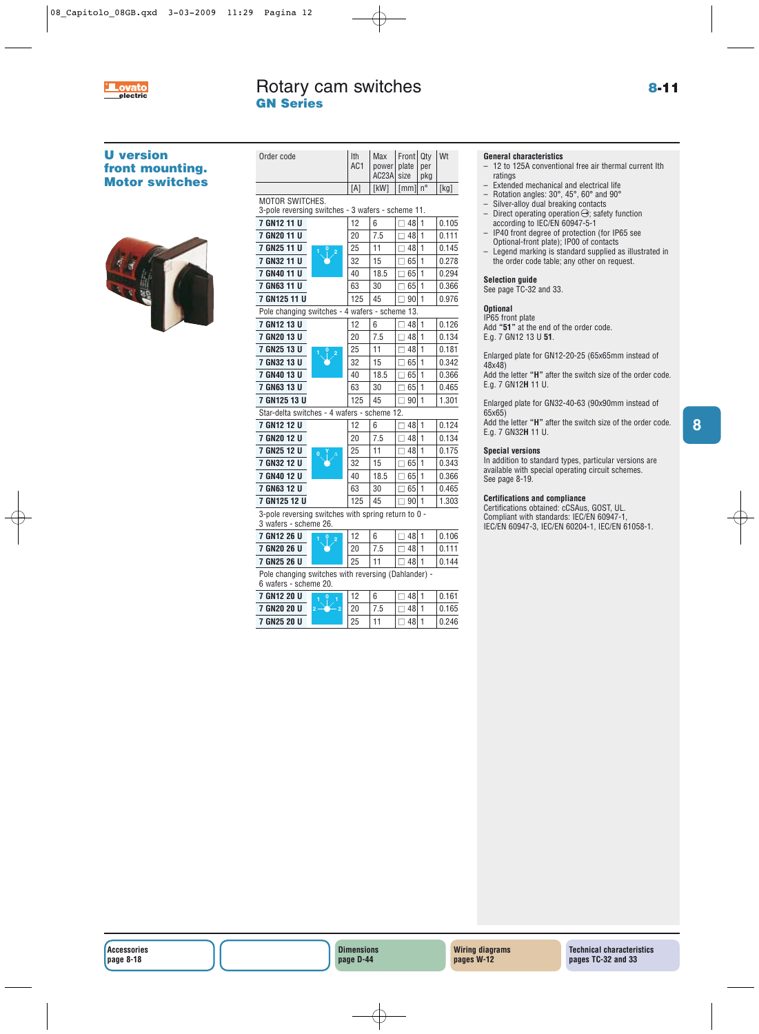# Rotary cam switches
## GN Series

### U version front mounting. Motor switches

| Order code | Ith AC1 | Max power AC23A | Front plate size | Qty per pkg | Wt |
|---|---|---|---|---|---|
| | [A] | [kW] | [mm] | n° | [kg] |
| **MOTOR SWITCHES.** 3-pole reversing switches - 3 wafers - scheme 11. | | | | | |
| **7 GN12 11 U** | 12 | 6 | □ 48 | 1 | 0.105 |
| **7 GN20 11 U** | 20 | 7.5 | □ 48 | 1 | 0.111 |
| **7 GN25 11 U** | 25 | 11 | □ 48 | 1 | 0.145 |
| **7 GN32 11 U** | 32 | 15 | □ 65 | 1 | 0.278 |
| **7 GN40 11 U** | 40 | 18.5 | □ 65 | 1 | 0.294 |
| **7 GN63 11 U** | 63 | 30 | □ 65 | 1 | 0.366 |
| **7 GN125 11 U** | 125 | 45 | □ 90 | 1 | 0.976 |
| Pole changing switches - 4 wafers - scheme 13. | | | | | |
| **7 GN12 13 U** | 12 | 6 | □ 48 | 1 | 0.126 |
| **7 GN20 13 U** | 20 | 7.5 | □ 48 | 1 | 0.134 |
| **7 GN25 13 U** | 25 | 11 | □ 48 | 1 | 0.181 |
| **7 GN32 13 U** | 32 | 15 | □ 65 | 1 | 0.342 |
| **7 GN40 13 U** | 40 | 18.5 | □ 65 | 1 | 0.366 |
| **7 GN63 13 U** | 63 | 30 | □ 65 | 1 | 0.465 |
| **7 GN125 13 U** | 125 | 45 | □ 90 | 1 | 1.301 |
| Star-delta switches - 4 wafers - scheme 12. | | | | | |
| **7 GN12 12 U** | 12 | 6 | □ 48 | 1 | 0.124 |
| **7 GN20 12 U** | 20 | 7.5 | □ 48 | 1 | 0.134 |
| **7 GN25 12 U** | 25 | 11 | □ 48 | 1 | 0.175 |
| **7 GN32 12 U** | 32 | 15 | □ 65 | 1 | 0.343 |
| **7 GN40 12 U** | 40 | 18.5 | □ 65 | 1 | 0.366 |
| **7 GN63 12 U** | 63 | 30 | □ 65 | 1 | 0.465 |
| **7 GN125 12 U** | 125 | 45 | □ 90 | 1 | 1.303 |
| 3-pole reversing switches with spring return to 0 - 3 wafers - scheme 26. | | | | | |
| **7 GN12 26 U** | 12 | 6 | □ 48 | 1 | 0.106 |
| **7 GN20 26 U** | 20 | 7.5 | □ 48 | 1 | 0.111 |
| **7 GN25 26 U** | 25 | 11 | □ 48 | 1 | 0.144 |
| Pole changing switches with reversing (Dahlander) - 6 wafers - scheme 20. | | | | | |
| **7 GN12 20 U** | 12 | 6 | □ 48 | 1 | 0.161 |
| **7 GN20 20 U** | 20 | 7.5 | □ 48 | 1 | 0.165 |
| **7 GN25 20 U** | 25 | 11 | □ 48 | 1 | 0.246 |

**General characteristics**
- 12 to 125A conventional free air thermal current Ith ratings
- Extended mechanical and electrical life
- Rotation angles: 30°, 45°, 60° and 90°
- Silver-alloy dual breaking contacts
- Direct operating operation ⊖; safety function according to IEC/EN 60947-5-1
- IP40 front degree of protection (for IP65 see Optional-front plate); IP00 of contacts
- Legend marking is standard supplied as illustrated in the order code table; any other on request.

**Selection guide**
See page TC-32 and 33.

**Optional**
IP65 front plate
Add **"51"** at the end of the order code.
E.g. 7 GN12 13 U **51**.

Enlarged plate for GN12-20-25 (65x65mm instead of 48x48)
Add the letter **"H"** after the switch size of the order code.
E.g. 7 GN12**H** 11 U.

Enlarged plate for GN32-40-63 (90x90mm instead of 65x65)
Add the letter **"H"** after the switch size of the order code.
E.g. 7 GN32**H** 11 U.

**Special versions**
In addition to standard types, particular versions are available with special operating circuit schemes.
See page 8-19.

**Certifications and compliance**
Certifications obtained: cCSAus, GOST, UL.
Compliant with standards: IEC/EN 60947-1, IEC/EN 60947-3, IEC/EN 60204-1, IEC/EN 61058-1.

| Accessories page 8-18 | | Dimensions page D-44 | Wiring diagrams pages W-12 | Technical characteristics pages TC-32 and 33 |
|---|---|---|---|---|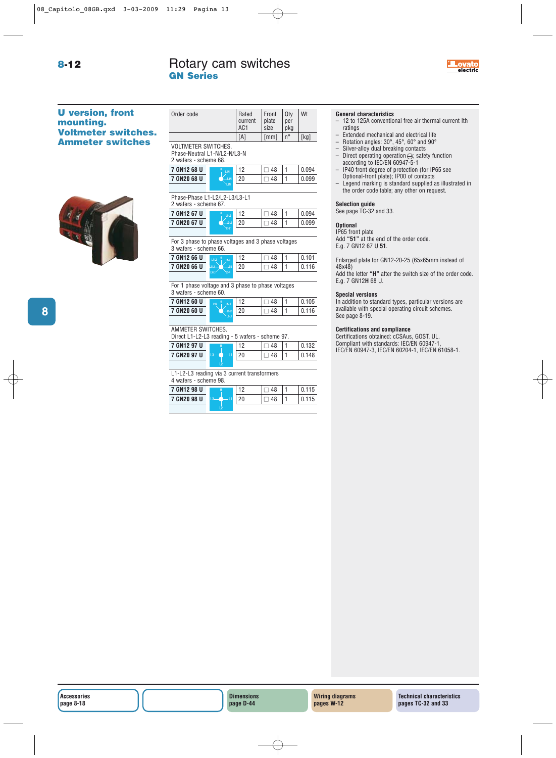# Rotary cam switches

## GN Series

### U version, front mounting. Voltmeter switches. Ammeter switches

| Order code | Rated current AC1 | Front plate size | Qty per pkg | Wt |
|---|---|---|---|---|
| | [A] | [mm] | n° | [kg] |
| **VOLTMETER SWITCHES.** Phase-Neutral L1-N/L2-N/L3-N 2 wafers - scheme 68. | | | | |
| **7 GN12 68 U** | 12 | □ 48 | 1 | 0.094 |
| **7 GN20 68 U** | 20 | □ 48 | 1 | 0.099 |
| Phase-Phase L1-L2/L2-L3/L3-L1 2 wafers - scheme 67. | | | | |
| **7 GN12 67 U** | 12 | □ 48 | 1 | 0.094 |
| **7 GN20 67 U** | 20 | □ 48 | 1 | 0.099 |
| For 3 phase to phase voltages and 3 phase voltages 3 wafers - scheme 66. | | | | |
| **7 GN12 66 U** | 12 | □ 48 | 1 | 0.101 |
| **7 GN20 66 U** | 20 | □ 48 | 1 | 0.116 |
| For 1 phase voltage and 3 phase to phase voltages 3 wafers - scheme 60. | | | | |
| **7 GN12 60 U** | 12 | □ 48 | 1 | 0.105 |
| **7 GN20 60 U** | 20 | □ 48 | 1 | 0.116 |
| **AMMETER SWITCHES.** Direct L1-L2-L3 reading - 5 wafers - scheme 97. | | | | |
| **7 GN12 97 U** | 12 | □ 48 | 1 | 0.132 |
| **7 GN20 97 U** | 20 | □ 48 | 1 | 0.148 |
| L1-L2-L3 reading via 3 current transformers 4 wafers - scheme 98. | | | | |
| **7 GN12 98 U** | 12 | □ 48 | 1 | 0.115 |
| **7 GN20 98 U** | 20 | □ 48 | 1 | 0.115 |

#### General characteristics
- 12 to 125A conventional free air thermal current Ith ratings
- Extended mechanical and electrical life
- Rotation angles: 30°, 45°, 60° and 90°
- Silver-alloy dual breaking contacts
- Direct operating operation ⊖; safety function according to IEC/EN 60947-5-1
- IP40 front degree of protection (for IP65 see Optional-front plate); IP00 of contacts
- Legend marking is standard supplied as illustrated in the order code table; any other on request.

#### Selection guide
See page TC-32 and 33.

#### Optional
IP65 front plate
Add **"51"** at the end of the order code.
E.g. 7 GN12 67 U **51**.

Enlarged plate for GN12-20-25 (65x65mm instead of 48x48)
Add the letter **"H"** after the switch size of the order code.
E.g. 7 GN12**H** 68 U.

#### Special versions
In addition to standard types, particular versions are available with special operating circuit schemes.
See page 8-19.

#### Certifications and compliance
Certifications obtained: cCSAus, GOST, UL.
Compliant with standards: IEC/EN 60947-1, IEC/EN 60947-3, IEC/EN 60204-1, IEC/EN 61058-1.

**Accessories** page 8-18 | **Dimensions** page D-44 | **Wiring diagrams** pages W-12 | **Technical characteristics** pages TC-32 and 33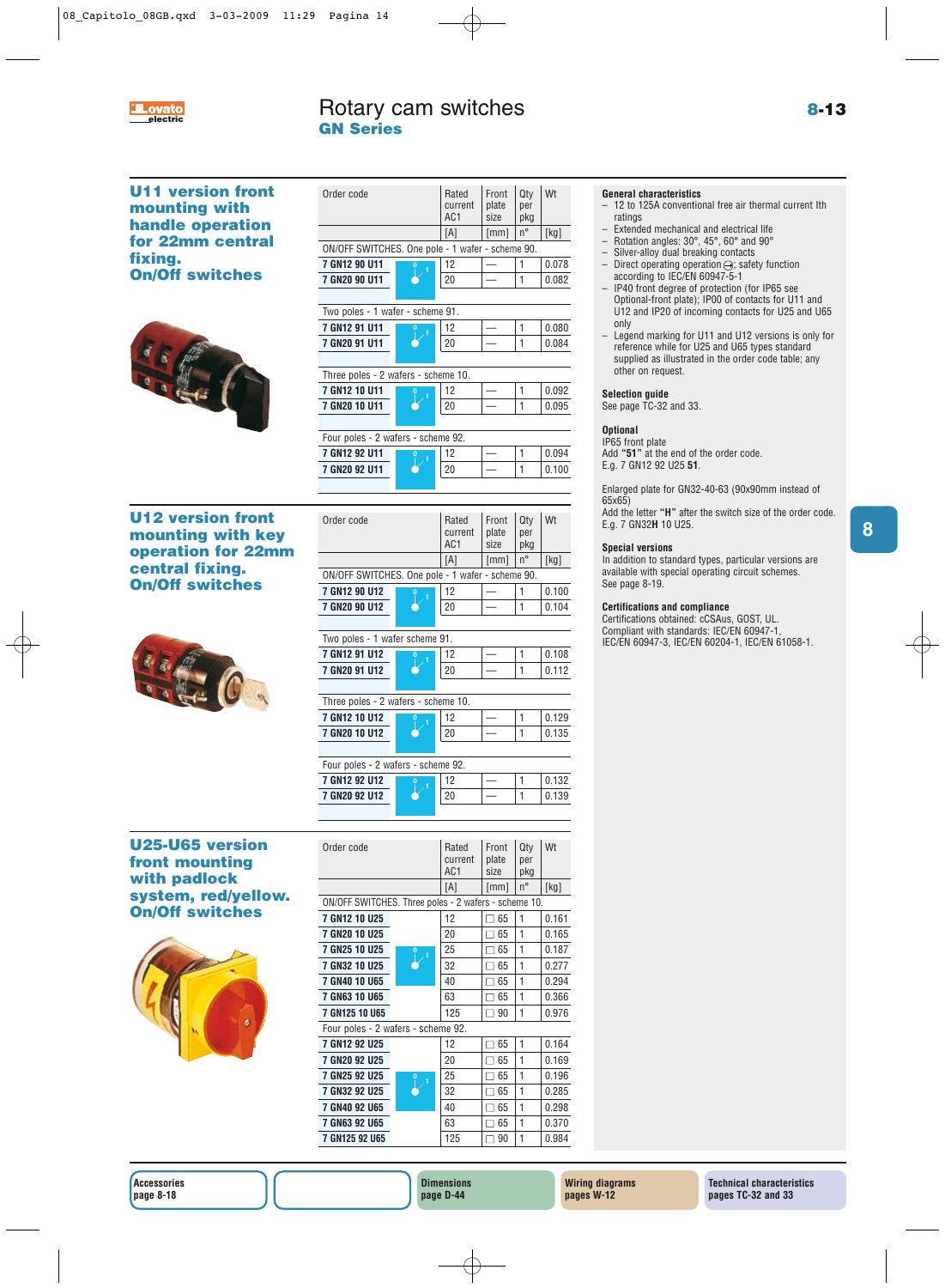# Rotary cam switches
## GN Series

### U11 version front mounting with handle operation for 22mm central fixing. On/Off switches

| Order code | | Rated current AC1 | Front plate size | Qty per pkg | Wt |
|---|---|---|---|---|---|
| | | [A] | [mm] | n° | [kg] |
| ON/OFF SWITCHES. One pole - 1 wafer - scheme 90. | | | | | |
| 7 GN12 90 U11 | | 12 | — | 1 | 0.078 |
| 7 GN20 90 U11 | | 20 | — | 1 | 0.082 |
| Two poles - 1 wafer - scheme 91. | | | | | |
| 7 GN12 91 U11 | | 12 | — | 1 | 0.080 |
| 7 GN20 91 U11 | | 20 | — | 1 | 0.084 |
| Three poles - 2 wafers - scheme 10. | | | | | |
| 7 GN12 10 U11 | | 12 | — | 1 | 0.092 |
| 7 GN20 10 U11 | | 20 | — | 1 | 0.095 |
| Four poles - 2 wafers - scheme 92. | | | | | |
| 7 GN12 92 U11 | | 12 | — | 1 | 0.094 |
| 7 GN20 92 U11 | | 20 | — | 1 | 0.100 |

### U12 version front mounting with key operation for 22mm central fixing. On/Off switches

| Order code | | Rated current AC1 | Front plate size | Qty per pkg | Wt |
|---|---|---|---|---|---|
| | | [A] | [mm] | n° | [kg] |
| ON/OFF SWITCHES. One pole - 1 wafer - scheme 90. | | | | | |
| 7 GN12 90 U12 | | 12 | — | 1 | 0.100 |
| 7 GN20 90 U12 | | 20 | — | 1 | 0.104 |
| Two poles - 1 wafer scheme 91. | | | | | |
| 7 GN12 91 U12 | | 12 | — | 1 | 0.108 |
| 7 GN20 91 U12 | | 20 | — | 1 | 0.112 |
| Three poles - 2 wafers - scheme 10. | | | | | |
| 7 GN12 10 U12 | | 12 | — | 1 | 0.129 |
| 7 GN20 10 U12 | | 20 | — | 1 | 0.135 |
| Four poles - 2 wafers - scheme 92. | | | | | |
| 7 GN12 92 U12 | | 12 | — | 1 | 0.132 |
| 7 GN20 92 U12 | | 20 | — | 1 | 0.139 |

### U25-U65 version front mounting with padlock system, red/yellow. On/Off switches

| Order code | | Rated current AC1 | Front plate size | Qty per pkg | Wt |
|---|---|---|---|---|---|
| | | [A] | [mm] | n° | [kg] |
| ON/OFF SWITCHES. Three poles - 2 wafers - scheme 10. | | | | | |
| 7 GN12 10 U25 | | 12 | □ 65 | 1 | 0.161 |
| 7 GN20 10 U25 | | 20 | □ 65 | 1 | 0.165 |
| 7 GN25 10 U25 | | 25 | □ 65 | 1 | 0.187 |
| 7 GN32 10 U25 | | 32 | □ 65 | 1 | 0.277 |
| 7 GN40 10 U65 | | 40 | □ 65 | 1 | 0.294 |
| 7 GN63 10 U65 | | 63 | □ 65 | 1 | 0.366 |
| 7 GN125 10 U65 | | 125 | □ 90 | 1 | 0.976 |
| Four poles - 2 wafers - scheme 92. | | | | | |
| 7 GN12 92 U25 | | 12 | □ 65 | 1 | 0.164 |
| 7 GN20 92 U25 | | 20 | □ 65 | 1 | 0.169 |
| 7 GN25 92 U25 | | 25 | □ 65 | 1 | 0.196 |
| 7 GN32 92 U25 | | 32 | □ 65 | 1 | 0.285 |
| 7 GN40 92 U65 | | 40 | □ 65 | 1 | 0.298 |
| 7 GN63 92 U65 | | 63 | □ 65 | 1 | 0.370 |
| 7 GN125 92 U65 | | 125 | □ 90 | 1 | 0.984 |

**General characteristics**
- 12 to 125A conventional free air thermal current Ith ratings
- Extended mechanical and electrical life
- Rotation angles: 30°, 45°, 60° and 90°
- Silver-alloy dual breaking contacts
- Direct operating operation ⊖; safety function according to IEC/EN 60947-5-1
- IP40 front degree of protection (for IP65 see Optional-front plate); IP00 of contacts for U11 and U12 and IP20 of incoming contacts for U25 and U65 only
- Legend marking for U11 and U12 versions is only for reference while for U25 and U65 types standard supplied as illustrated in the order code table; any other on request.

**Selection guide**
See page TC-32 and 33.

**Optional**
IP65 front plate
Add **"51"** at the end of the order code.
E.g. 7 GN12 92 U25 **51**.

Enlarged plate for GN32-40-63 (90x90mm instead of 65x65)
Add the letter **"H"** after the switch size of the order code.
E.g. 7 GN32**H** 10 U25.

**Special versions**
In addition to standard types, particular versions are available with special operating circuit schemes.
See page 8-19.

**Certifications and compliance**
Certifications obtained: cCSAus, GOST, UL.
Compliant with standards: IEC/EN 60947-1, IEC/EN 60947-3, IEC/EN 60204-1, IEC/EN 61058-1.

**Accessories** page 8-18 | **Dimensions** page D-44 | **Wiring diagrams** pages W-12 | **Technical characteristics** pages TC-32 and 33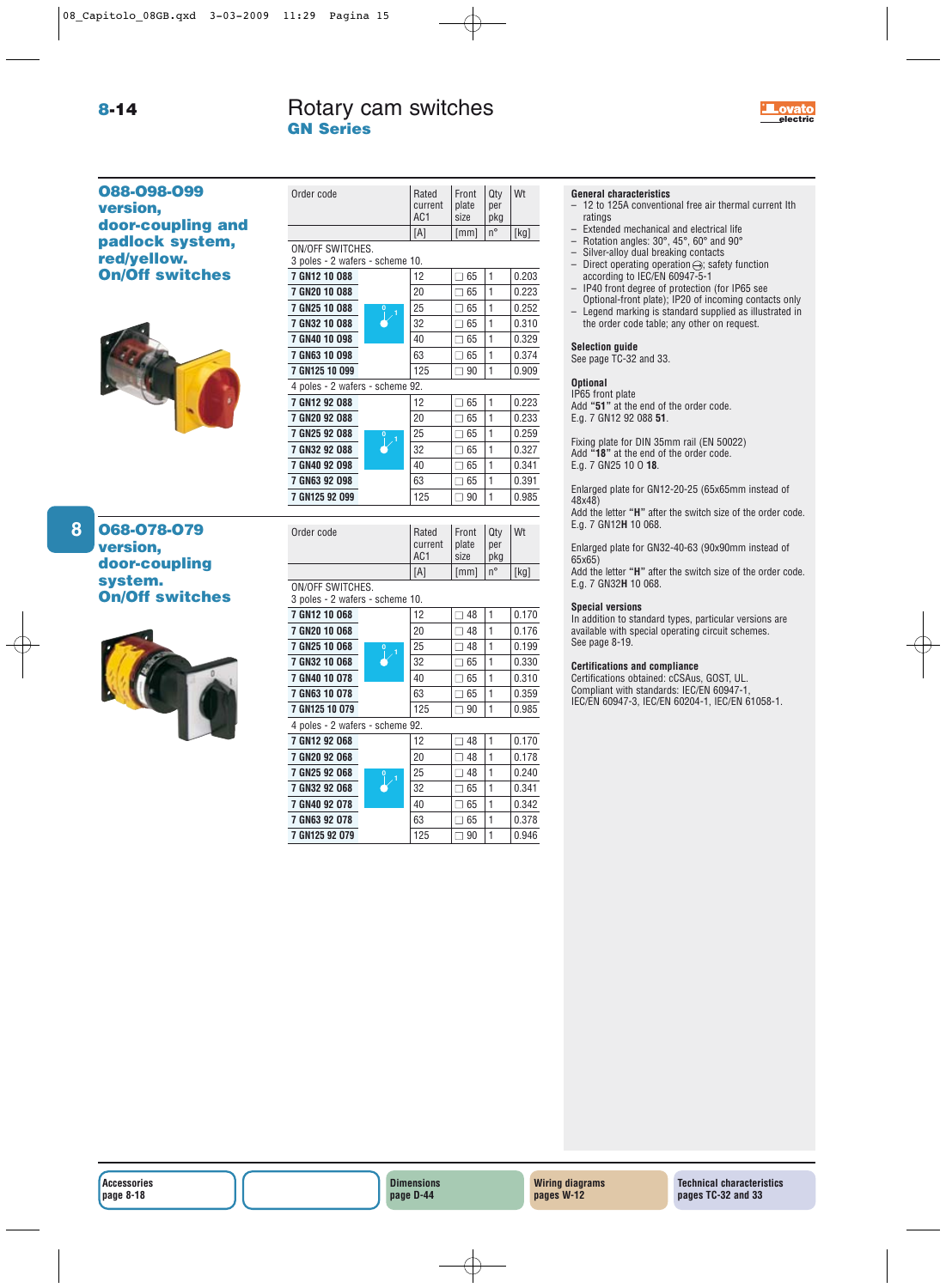# Rotary cam switches
## GN Series

### 088-098-099 version, door-coupling and padlock system, red/yellow. On/Off switches

| Order code | Rated current AC1 | Front plate size | Qty per pkg | Wt |
|---|---|---|---|---|
| | [A] | [mm] | n° | [kg] |
| ON/OFF SWITCHES. 3 poles - 2 wafers - scheme 10. | | | | |
| 7 GN12 10 088 | 12 | ❑ 65 | 1 | 0.203 |
| 7 GN20 10 088 | 20 | ❑ 65 | 1 | 0.223 |
| 7 GN25 10 088 | 25 | ❑ 65 | 1 | 0.252 |
| 7 GN32 10 088 | 32 | ❑ 65 | 1 | 0.310 |
| 7 GN40 10 098 | 40 | ❑ 65 | 1 | 0.329 |
| 7 GN63 10 098 | 63 | ❑ 65 | 1 | 0.374 |
| 7 GN125 10 099 | 125 | ❑ 90 | 1 | 0.909 |
| 4 poles - 2 wafers - scheme 92. | | | | |
| 7 GN12 92 088 | 12 | ❑ 65 | 1 | 0.223 |
| 7 GN20 92 088 | 20 | ❑ 65 | 1 | 0.233 |
| 7 GN25 92 088 | 25 | ❑ 65 | 1 | 0.259 |
| 7 GN32 92 088 | 32 | ❑ 65 | 1 | 0.327 |
| 7 GN40 92 098 | 40 | ❑ 65 | 1 | 0.341 |
| 7 GN63 92 098 | 63 | ❑ 65 | 1 | 0.391 |
| 7 GN125 92 099 | 125 | ❑ 90 | 1 | 0.985 |

### 068-078-079 version, door-coupling system. On/Off switches

| Order code | Rated current AC1 | Front plate size | Qty per pkg | Wt |
|---|---|---|---|---|
| | [A] | [mm] | n° | [kg] |
| ON/OFF SWITCHES. 3 poles - 2 wafers - scheme 10. | | | | |
| 7 GN12 10 068 | 12 | ❑ 48 | 1 | 0.170 |
| 7 GN20 10 068 | 20 | ❑ 48 | 1 | 0.176 |
| 7 GN25 10 068 | 25 | ❑ 48 | 1 | 0.199 |
| 7 GN32 10 068 | 32 | ❑ 65 | 1 | 0.330 |
| 7 GN40 10 078 | 40 | ❑ 65 | 1 | 0.310 |
| 7 GN63 10 078 | 63 | ❑ 65 | 1 | 0.359 |
| 7 GN125 10 079 | 125 | ❑ 90 | 1 | 0.985 |
| 4 poles - 2 wafers - scheme 92. | | | | |
| 7 GN12 92 068 | 12 | ❑ 48 | 1 | 0.170 |
| 7 GN20 92 068 | 20 | ❑ 48 | 1 | 0.178 |
| 7 GN25 92 068 | 25 | ❑ 48 | 1 | 0.240 |
| 7 GN32 92 068 | 32 | ❑ 65 | 1 | 0.341 |
| 7 GN40 92 078 | 40 | ❑ 65 | 1 | 0.342 |
| 7 GN63 92 078 | 63 | ❑ 65 | 1 | 0.378 |
| 7 GN125 92 079 | 125 | ❑ 90 | 1 | 0.946 |

**General characteristics**
- 12 to 125A conventional free air thermal current Ith ratings
- Extended mechanical and electrical life
- Rotation angles: 30°, 45°, 60° and 90°
- Silver-alloy dual breaking contacts
- Direct operating operation ⊖; safety function according to IEC/EN 60947-5-1
- IP40 front degree of protection (for IP65 see Optional-front plate); IP20 of incoming contacts only
- Legend marking is standard supplied as illustrated in the order code table; any other on request.

**Selection guide**
See page TC-32 and 33.

**Optional**
IP65 front plate
Add **"51"** at the end of the order code.
E.g. 7 GN12 92 088 **51**.

Fixing plate for DIN 35mm rail (EN 50022)
Add **"18"** at the end of the order code.
E.g. 7 GN25 10 O **18**.

Enlarged plate for GN12-20-25 (65x65mm instead of 48x48)
Add the letter **"H"** after the switch size of the order code.
E.g. 7 GN12**H** 10 068.

Enlarged plate for GN32-40-63 (90x90mm instead of 65x65)
Add the letter **"H"** after the switch size of the order code.
E.g. 7 GN32**H** 10 068.

**Special versions**
In addition to standard types, particular versions are available with special operating circuit schemes.
See page 8-19.

**Certifications and compliance**
Certifications obtained: cCSAus, GOST, UL.
Compliant with standards: IEC/EN 60947-1, IEC/EN 60947-3, IEC/EN 60204-1, IEC/EN 61058-1.

Accessories page 8-18 | Dimensions page D-44 | Wiring diagrams pages W-12 | Technical characteristics pages TC-32 and 33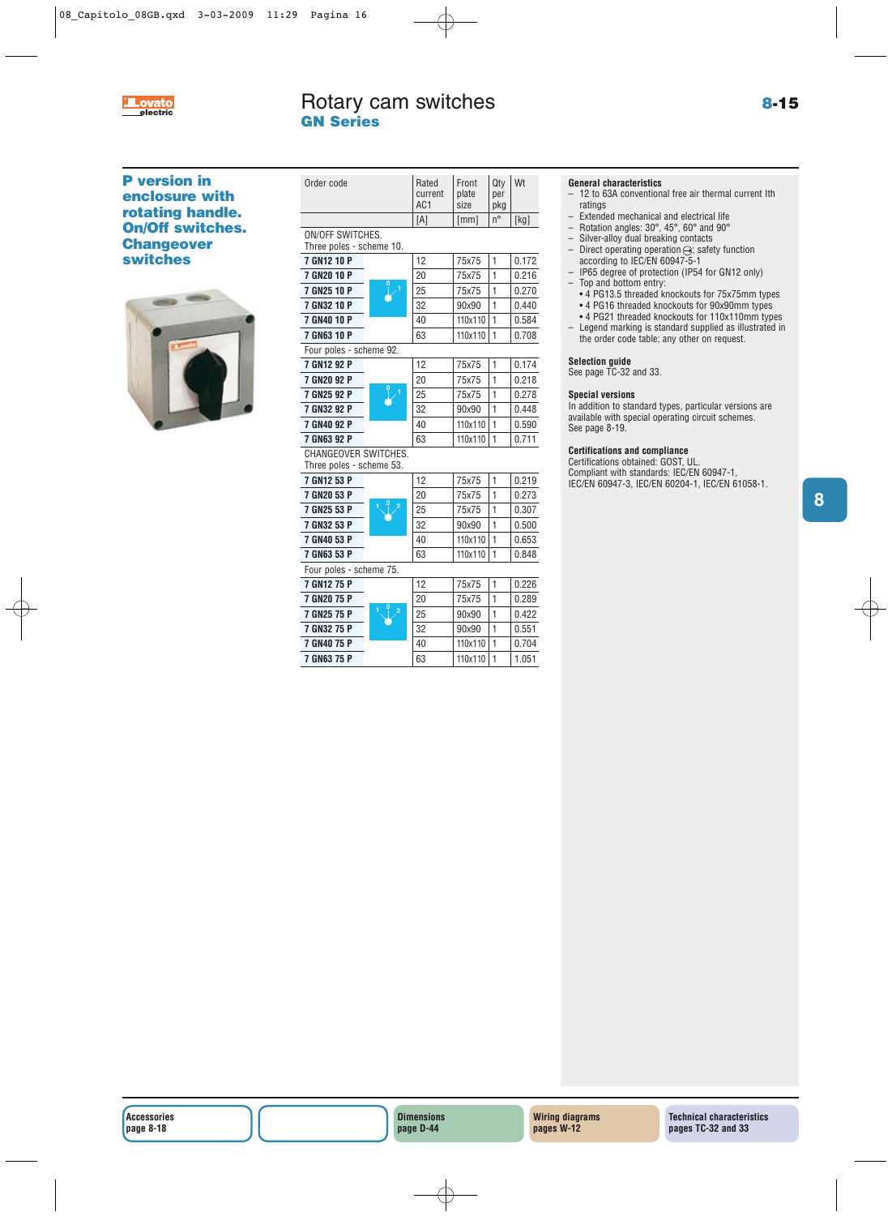# Rotary cam switches

## GN Series

### P version in enclosure with rotating handle. On/Off switches. Changeover switches

| Order code | Rated current AC1 | Front plate size | Qty per pkg | Wt |
|---|---|---|---|---|
| | [A] | [mm] | n° | [kg] |
| **ON/OFF SWITCHES. Three poles - scheme 10.** | | | | |
| 7 GN12 10 P | 12 | 75x75 | 1 | 0.172 |
| 7 GN20 10 P | 20 | 75x75 | 1 | 0.216 |
| 7 GN25 10 P | 25 | 75x75 | 1 | 0.270 |
| 7 GN32 10 P | 32 | 90x90 | 1 | 0.440 |
| 7 GN40 10 P | 40 | 110x110 | 1 | 0.584 |
| 7 GN63 10 P | 63 | 110x110 | 1 | 0.708 |
| **Four poles - scheme 92.** | | | | |
| 7 GN12 92 P | 12 | 75x75 | 1 | 0.174 |
| 7 GN20 92 P | 20 | 75x75 | 1 | 0.218 |
| 7 GN25 92 P | 25 | 75x75 | 1 | 0.278 |
| 7 GN32 92 P | 32 | 90x90 | 1 | 0.448 |
| 7 GN40 92 P | 40 | 110x110 | 1 | 0.590 |
| 7 GN63 92 P | 63 | 110x110 | 1 | 0.711 |
| **CHANGEOVER SWITCHES. Three poles - scheme 53.** | | | | |
| 7 GN12 53 P | 12 | 75x75 | 1 | 0.219 |
| 7 GN20 53 P | 20 | 75x75 | 1 | 0.273 |
| 7 GN25 53 P | 25 | 75x75 | 1 | 0.307 |
| 7 GN32 53 P | 32 | 90x90 | 1 | 0.500 |
| 7 GN40 53 P | 40 | 110x110 | 1 | 0.653 |
| 7 GN63 53 P | 63 | 110x110 | 1 | 0.848 |
| **Four poles - scheme 75.** | | | | |
| 7 GN12 75 P | 12 | 75x75 | 1 | 0.226 |
| 7 GN20 75 P | 20 | 75x75 | 1 | 0.289 |
| 7 GN25 75 P | 25 | 90x90 | 1 | 0.422 |
| 7 GN32 75 P | 32 | 90x90 | 1 | 0.551 |
| 7 GN40 75 P | 40 | 110x110 | 1 | 0.704 |
| 7 GN63 75 P | 63 | 110x110 | 1 | 1.051 |

**General characteristics**
- 12 to 63A conventional free air thermal current Ith ratings
- Extended mechanical and electrical life
- Rotation angles: 30°, 45°, 60° and 90°
- Silver-alloy dual breaking contacts
- Direct operating operation ⊖; safety function according to IEC/EN 60947-5-1
- IP65 degree of protection (IP54 for GN12 only)
- Top and bottom entry:
  - 4 PG13.5 threaded knockouts for 75x75mm types
  - 4 PG16 threaded knockouts for 90x90mm types
  - 4 PG21 threaded knockouts for 110x110mm types
- Legend marking is standard supplied as illustrated in the order code table; any other on request.

**Selection guide**
See page TC-32 and 33.

**Special versions**
In addition to standard types, particular versions are available with special operating circuit schemes.
See page 8-19.

**Certifications and compliance**
Certifications obtained: GOST, UL.
Compliant with standards: IEC/EN 60947-1, IEC/EN 60947-3, IEC/EN 60204-1, IEC/EN 61058-1.

**Accessories** page 8-18 | **Dimensions** page D-44 | **Wiring diagrams** pages W-12 | **Technical characteristics** pages TC-32 and 33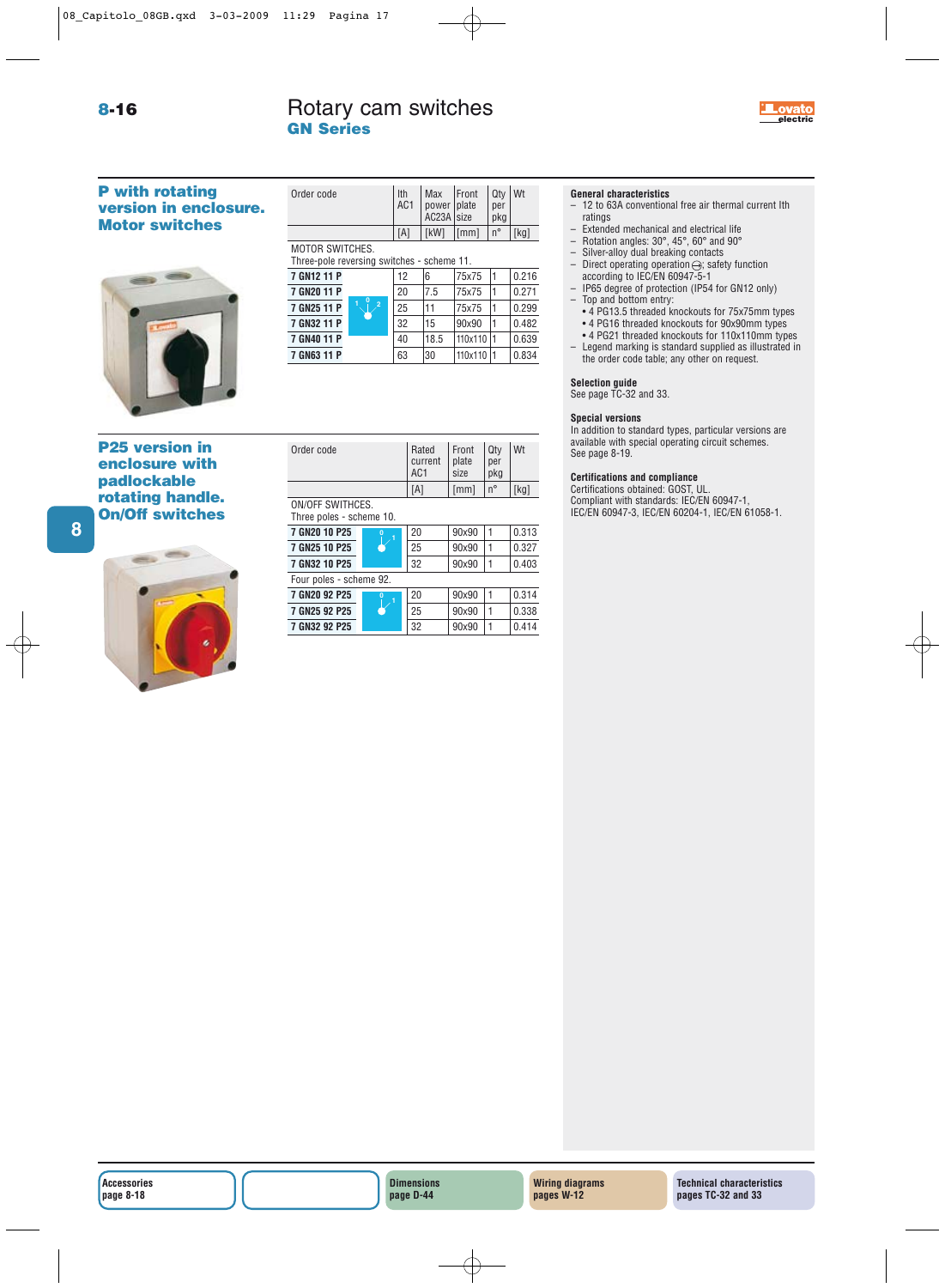# Rotary cam switches

## GN Series

### P with rotating version in enclosure. Motor switches

| Order code | Ith AC1 | Max power AC23A | Front plate size | Qty per pkg | Wt |
|---|---|---|---|---|---|
| | [A] | [kW] | [mm] | n° | [kg] |
| MOTOR SWITCHES. Three-pole reversing switches - scheme 11. | | | | | |
| 7 GN12 11 P | 12 | 6 | 75x75 | 1 | 0.216 |
| 7 GN20 11 P | 20 | 7.5 | 75x75 | 1 | 0.271 |
| 7 GN25 11 P | 25 | 11 | 75x75 | 1 | 0.299 |
| 7 GN32 11 P | 32 | 15 | 90x90 | 1 | 0.482 |
| 7 GN40 11 P | 40 | 18.5 | 110x110 | 1 | 0.639 |
| 7 GN63 11 P | 63 | 30 | 110x110 | 1 | 0.834 |

### P25 version in enclosure with padlockable rotating handle. On/Off switches

| Order code | Rated current AC1 | Front plate size | Qty per pkg | Wt |
|---|---|---|---|---|
| | [A] | [mm] | n° | [kg] |
| ON/OFF SWITHCES. Three poles - scheme 10. | | | | |
| 7 GN20 10 P25 | 20 | 90x90 | 1 | 0.313 |
| 7 GN25 10 P25 | 25 | 90x90 | 1 | 0.327 |
| 7 GN32 10 P25 | 32 | 90x90 | 1 | 0.403 |
| Four poles - scheme 92. | | | | |
| 7 GN20 92 P25 | 20 | 90x90 | 1 | 0.314 |
| 7 GN25 92 P25 | 25 | 90x90 | 1 | 0.338 |
| 7 GN32 92 P25 | 32 | 90x90 | 1 | 0.414 |

**General characteristics**
- 12 to 63A conventional free air thermal current Ith ratings
- Extended mechanical and electrical life
- Rotation angles: 30°, 45°, 60° and 90°
- Silver-alloy dual breaking contacts
- Direct operating operation ⊖; safety function according to IEC/EN 60947-5-1
- IP65 degree of protection (IP54 for GN12 only)
- Top and bottom entry:
  - 4 PG13.5 threaded knockouts for 75x75mm types
  - 4 PG16 threaded knockouts for 90x90mm types
  - 4 PG21 threaded knockouts for 110x110mm types
- Legend marking is standard supplied as illustrated in the order code table; any other on request.

**Selection guide**
See page TC-32 and 33.

**Special versions**
In addition to standard types, particular versions are available with special operating circuit schemes.
See page 8-19.

**Certifications and compliance**
Certifications obtained: GOST, UL.
Compliant with standards: IEC/EN 60947-1, IEC/EN 60947-3, IEC/EN 60204-1, IEC/EN 61058-1.

Accessories page 8-18 | Dimensions page D-44 | Wiring diagrams pages W-12 | Technical characteristics pages TC-32 and 33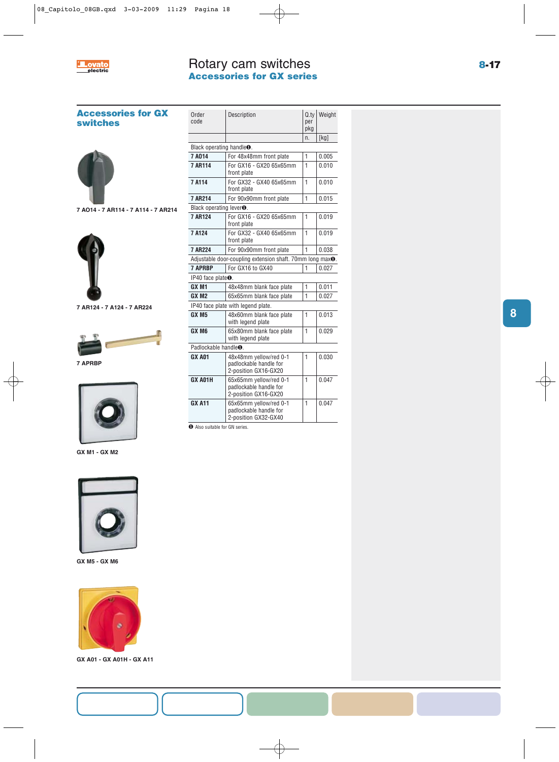# Rotary cam switches

## Accessories for GX series

### Accessories for GX switches

7 AO14 - 7 AR114 - 7 A114 - 7 AR214

7 AR124 - 7 A124 - 7 AR224

7 APRBP

GX M1 - GX M2

GX M5 - GX M6

GX A01 - GX A01H - GX A11

| Order code | Description | Q.ty per pkg | Weight |
|---|---|---|---|
| | | n. | [kg] |
| Black operating handle❶. | | | |
| **7 AO14** | For 48x48mm front plate | 1 | 0.005 |
| **7 AR114** | For GX16 - GX20 65x65mm front plate | 1 | 0.010 |
| **7 A114** | For GX32 - GX40 65x65mm front plate | 1 | 0.010 |
| **7 AR214** | For 90x90mm front plate | 1 | 0.015 |
| Black operating lever❶. | | | |
| **7 AR124** | For GX16 - GX20 65x65mm front plate | 1 | 0.019 |
| **7 A124** | For GX32 - GX40 65x65mm front plate | 1 | 0.019 |
| **7 AR224** | For 90x90mm front plate | 1 | 0.038 |
| Adjustable door-coupling extension shaft. 70mm long max❶. | | | |
| **7 APRBP** | For GX16 to GX40 | 1 | 0.027 |
| IP40 face plate❶. | | | |
| **GX M1** | 48x48mm blank face plate | 1 | 0.011 |
| **GX M2** | 65x65mm blank face plate | 1 | 0.027 |
| IP40 face plate with legend plate. | | | |
| **GX M5** | 48x60mm blank face plate with legend plate | 1 | 0.013 |
| **GX M6** | 65x80mm blank face plate with legend plate | 1 | 0.029 |
| Padlockable handle❶. | | | |
| **GX A01** | 48x48mm yellow/red 0-1 padlockable handle for 2-position GX16-GX20 | 1 | 0.030 |
| **GX A01H** | 65x65mm yellow/red 0-1 padlockable handle for 2-position GX16-GX20 | 1 | 0.047 |
| **GX A11** | 65x65mm yellow/red 0-1 padlockable handle for 2-position GX32-GX40 | 1 | 0.047 |

❶ Also suitable for GN series.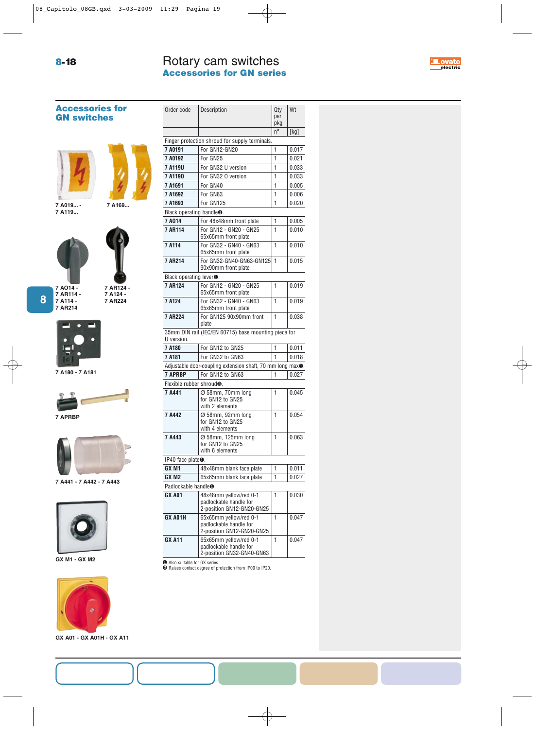# Rotary cam switches

## Accessories for GN series

### Accessories for GN switches

7 A019... - 7 A119...

7 A169...

7 AO14 - 7 AR114 - 7 A114 - 7 AR214

7 AR124 - 7 A124 - 7 AR224

7 A180 - 7 A181

7 APRBP

7 A441 - 7 A442 - 7 A443

GX M1 - GX M2

GX A01 - GX A01H - GX A11

| Order code | Description | Qty per pkg | Wt |
|---|---|---|---|
| | | n° | [kg] |
| Finger protection shroud for supply terminals. | | | |
| **7 A0191** | For GN12-GN20 | 1 | 0.017 |
| **7 A0192** | For GN25 | 1 | 0.021 |
| **7 A119U** | For GN32 U version | 1 | 0.033 |
| **7 A1190** | For GN32 O version | 1 | 0.033 |
| **7 A1691** | For GN40 | 1 | 0.005 |
| **7 A1692** | For GN63 | 1 | 0.006 |
| **7 A1693** | For GN125 | 1 | 0.020 |
| Black operating handle❶. | | | |
| **7 A014** | For 48x48mm front plate | 1 | 0.005 |
| **7 AR114** | For GN12 - GN20 - GN25 65x65mm front plate | 1 | 0.010 |
| **7 A114** | For GN32 - GN40 - GN63 65x65mm front plate | 1 | 0.010 |
| **7 AR214** | For GN32-GN40-GN63-GN125 90x90mm front plate | 1 | 0.015 |
| Black operating lever❶. | | | |
| **7 AR124** | For GN12 - GN20 - GN25 65x65mm front plate | 1 | 0.019 |
| **7 A124** | For GN32 - GN40 - GN63 65x65mm front plate | 1 | 0.019 |
| **7 AR224** | For GN125 90x90mm front plate | 1 | 0.038 |
| 35mm DIN rail (IEC/EN 60715) base mounting piece for U version. | | | |
| **7 A180** | For GN12 to GN25 | 1 | 0.011 |
| **7 A181** | For GN32 to GN63 | 1 | 0.018 |
| Adjustable door-coupling extension shaft, 70 mm long max❶. | | | |
| **7 APRBP** | For GN12 to GN63 | 1 | 0.027 |
| Flexible rubber shroud❷. | | | |
| **7 A441** | Ø 58mm, 70mm long for GN12 to GN25 with 2 elements | 1 | 0.045 |
| **7 A442** | Ø 58mm, 92mm long for GN12 to GN25 with 4 elements | 1 | 0.054 |
| **7 A443** | Ø 58mm, 125mm long for GN12 to GN25 with 6 elements | 1 | 0.063 |
| IP40 face plate❶. | | | |
| **GX M1** | 48x48mm blank face plate | 1 | 0.011 |
| **GX M2** | 65x65mm blank face plate | 1 | 0.027 |
| Padlockable handle❶. | | | |
| **GX A01** | 48x48mm yellow/red 0-1 padlockable handle for 2-position GN12-GN20-GN25 | 1 | 0.030 |
| **GX A01H** | 65x65mm yellow/red 0-1 padlockable handle for 2-position GN12-GN20-GN25 | 1 | 0.047 |
| **GX A11** | 65x65mm yellow/red 0-1 padlockable handle for 2-position GN32-GN40-GN63 | 1 | 0.047 |

❶ Also suitable for GX series.
❷ Raises contact degree of protection from IP00 to IP20.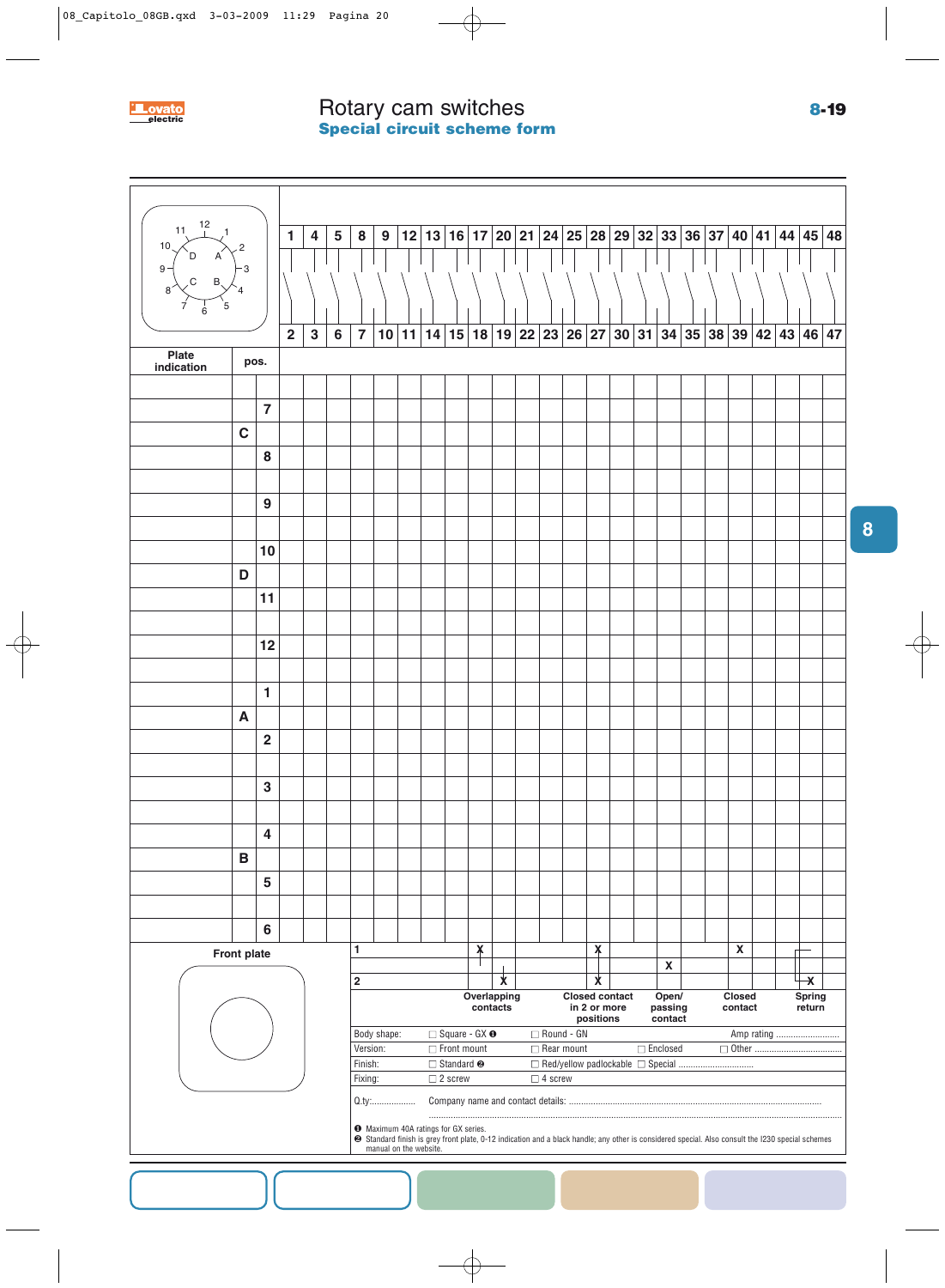# Rotary cam switches

## Special circuit scheme form

| | | 1 | 4 | 5 | 8 | 9 | 12 | 13 | 16 | 17 | 20 | 21 | 24 | 25 | 28 | 29 | 32 | 33 | 36 | 37 | 40 | 41 | 44 | 45 | 48 |
|---|---|---|---|---|---|---|---|---|---|---|---|---|---|---|---|---|---|---|---|---|---|---|---|---|---|
| | | 2 | 3 | 6 | 7 | 10 | 11 | 14 | 15 | 18 | 19 | 22 | 23 | 26 | 27 | 30 | 31 | 34 | 35 | 38 | 39 | 42 | 43 | 46 | 47 |
| **Plate indication** | **pos.** | | | | | | | | | | | | | | | | | | | | | | | | |
| | | | | | | | | | | | | | | | | | | | | | | | | | |
| | 7 | | | | | | | | | | | | | | | | | | | | | | | | |
| C | | | | | | | | | | | | | | | | | | | | | | | | | |
| | 8 | | | | | | | | | | | | | | | | | | | | | | | | |
| | | | | | | | | | | | | | | | | | | | | | | | | | |
| | 9 | | | | | | | | | | | | | | | | | | | | | | | | |
| | | | | | | | | | | | | | | | | | | | | | | | | | |
| | 10 | | | | | | | | | | | | | | | | | | | | | | | | |
| D | | | | | | | | | | | | | | | | | | | | | | | | | |
| | 11 | | | | | | | | | | | | | | | | | | | | | | | | |
| | | | | | | | | | | | | | | | | | | | | | | | | | |
| | 12 | | | | | | | | | | | | | | | | | | | | | | | | |
| | | | | | | | | | | | | | | | | | | | | | | | | | |
| | 1 | | | | | | | | | | | | | | | | | | | | | | | | |
| A | | | | | | | | | | | | | | | | | | | | | | | | | |
| | 2 | | | | | | | | | | | | | | | | | | | | | | | | |
| | | | | | | | | | | | | | | | | | | | | | | | | | |
| | 3 | | | | | | | | | | | | | | | | | | | | | | | | |
| | | | | | | | | | | | | | | | | | | | | | | | | | |
| | 4 | | | | | | | | | | | | | | | | | | | | | | | | |
| B | | | | | | | | | | | | | | | | | | | | | | | | | |
| | 5 | | | | | | | | | | | | | | | | | | | | | | | | |
| | | | | | | | | | | | | | | | | | | | | | | | | | |
| | 6 | | | | | | | | | | | | | | | | | | | | | | | | |

Dial positions: 1 2 3 4 5 6 7 8 9 10 11 12 — sectors A, B, C, D

**Front plate**

| Position | Overlapping contacts | Closed contact in 2 or more positions | Open/ passing contact | Closed contact | Spring return |
|---|---|---|---|---|---|
| 1 | X | X | | X | |
| | | | X | | |
| 2 | X | X | | | X |

Body shape: ☐ Square - GX ❶ ☐ Round - GN Amp rating ..........................

Version: ☐ Front mount ☐ Rear mount ☐ Enclosed ☐ Other ..................................

Finish: ☐ Standard ❷ ☐ Red/yellow padlockable ☐ Special ..............................

Fixing: ☐ 2 screw ☐ 4 screw

Q.ty:.................. Company name and contact details: ..........................................................................................

❶ Maximum 40A ratings for GX series.

❷ Standard finish is grey front plate, 0-12 indication and a black handle; any other is considered special. Also consult the I230 special schemes manual on the website.